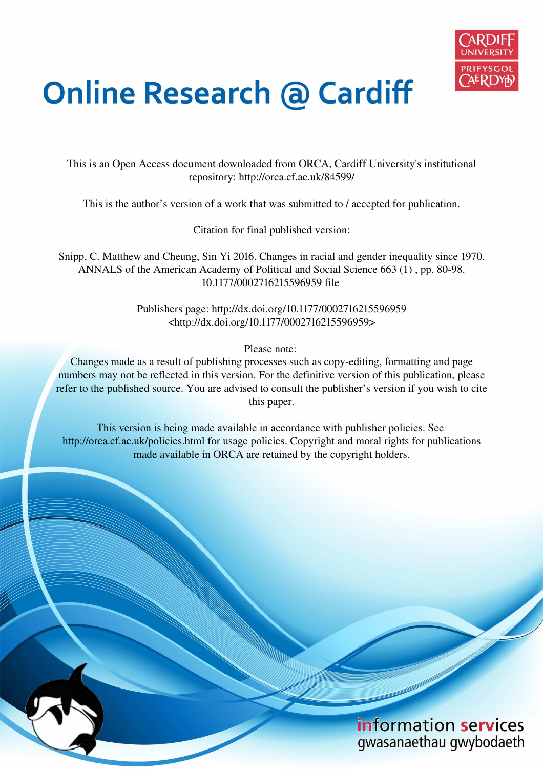# Online Research @ Cardiff

This is an Open Access document downloaded from ORCA, Cardiff University's institutional repository: http://orca.cf.ac.uk/84599/

This is the author's version of a work that was submitted to / accepted for publication.

Citation for final published version:

Snipp, C. Matthew and Cheung, Sin Yi 2016. Changes in racial and gender inequality since 1970. ANNALS of the American Academy of Political and Social Science 663 (1) , pp. 80-98. 10.1177/0002716215596959 file

Publishers page: http://dx.doi.org/10.1177/0002716215596959 <http://dx.doi.org/10.1177/0002716215596959>

Please note:
Changes made as a result of publishing processes such as copy-editing, formatting and page numbers may not be reflected in this version. For the definitive version of this publication, please refer to the published source. You are advised to consult the publisher's version if you wish to cite this paper.

This version is being made available in accordance with publisher policies. See http://orca.cf.ac.uk/policies.html for usage policies. Copyright and moral rights for publications made available in ORCA are retained by the copyright holders.

information services
gwasanaethau gwybodaeth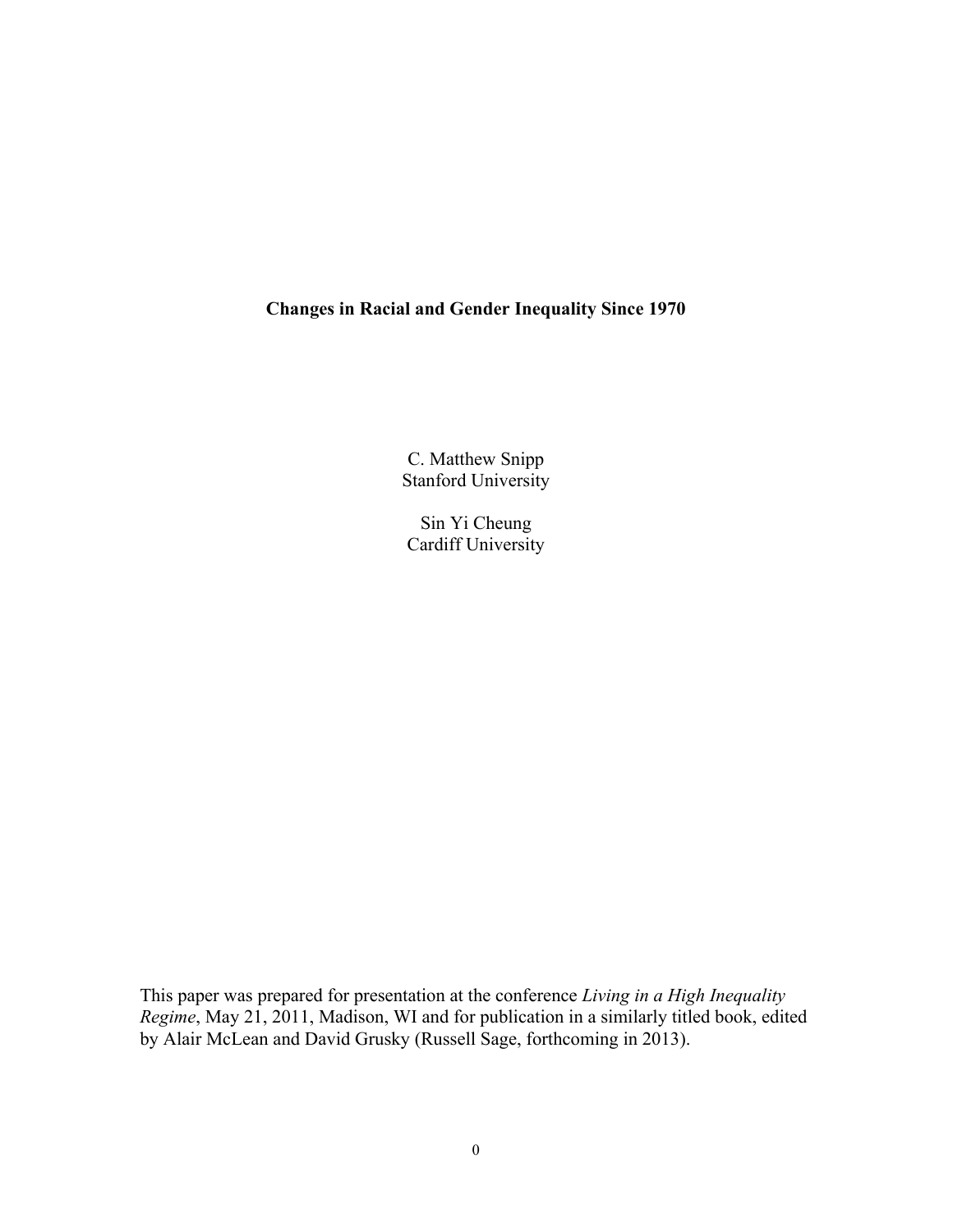**Changes in Racial and Gender Inequality Since 1970**

C. Matthew Snipp
Stanford University

Sin Yi Cheung
Cardiff University

This paper was prepared for presentation at the conference *Living in a High Inequality Regime*, May 21, 2011, Madison, WI and for publication in a similarly titled book, edited by Alair McLean and David Grusky (Russell Sage, forthcoming in 2013).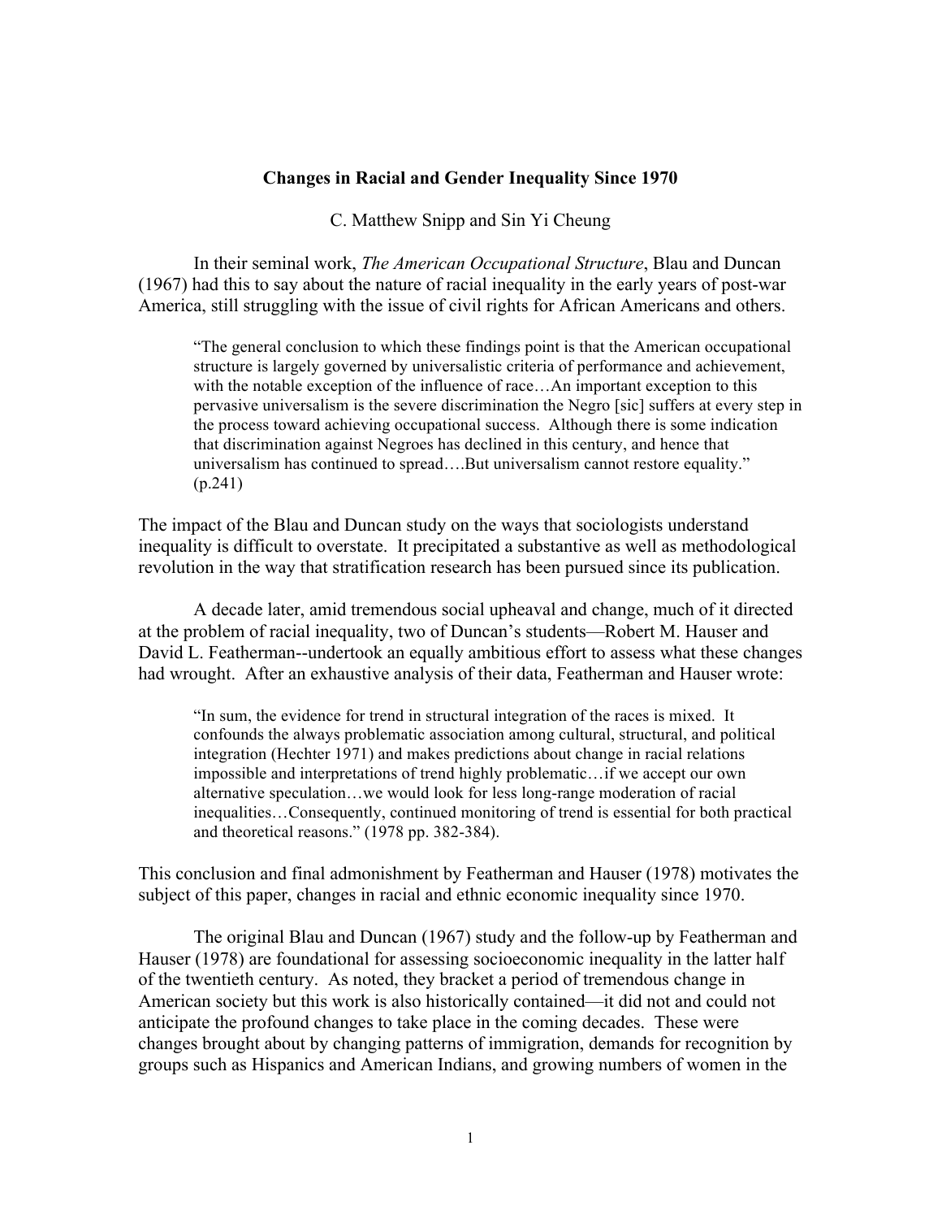**Changes in Racial and Gender Inequality Since 1970**

C. Matthew Snipp and Sin Yi Cheung

In their seminal work, *The American Occupational Structure*, Blau and Duncan (1967) had this to say about the nature of racial inequality in the early years of post-war America, still struggling with the issue of civil rights for African Americans and others.

> "The general conclusion to which these findings point is that the American occupational structure is largely governed by universalistic criteria of performance and achievement, with the notable exception of the influence of race…An important exception to this pervasive universalism is the severe discrimination the Negro [sic] suffers at every step in the process toward achieving occupational success. Although there is some indication that discrimination against Negroes has declined in this century, and hence that universalism has continued to spread….But universalism cannot restore equality." (p.241)

The impact of the Blau and Duncan study on the ways that sociologists understand inequality is difficult to overstate. It precipitated a substantive as well as methodological revolution in the way that stratification research has been pursued since its publication.

A decade later, amid tremendous social upheaval and change, much of it directed at the problem of racial inequality, two of Duncan's students—Robert M. Hauser and David L. Featherman--undertook an equally ambitious effort to assess what these changes had wrought. After an exhaustive analysis of their data, Featherman and Hauser wrote:

> "In sum, the evidence for trend in structural integration of the races is mixed. It confounds the always problematic association among cultural, structural, and political integration (Hechter 1971) and makes predictions about change in racial relations impossible and interpretations of trend highly problematic…if we accept our own alternative speculation…we would look for less long-range moderation of racial inequalities…Consequently, continued monitoring of trend is essential for both practical and theoretical reasons." (1978 pp. 382-384).

This conclusion and final admonishment by Featherman and Hauser (1978) motivates the subject of this paper, changes in racial and ethnic economic inequality since 1970.

The original Blau and Duncan (1967) study and the follow-up by Featherman and Hauser (1978) are foundational for assessing socioeconomic inequality in the latter half of the twentieth century. As noted, they bracket a period of tremendous change in American society but this work is also historically contained—it did not and could not anticipate the profound changes to take place in the coming decades. These were changes brought about by changing patterns of immigration, demands for recognition by groups such as Hispanics and American Indians, and growing numbers of women in the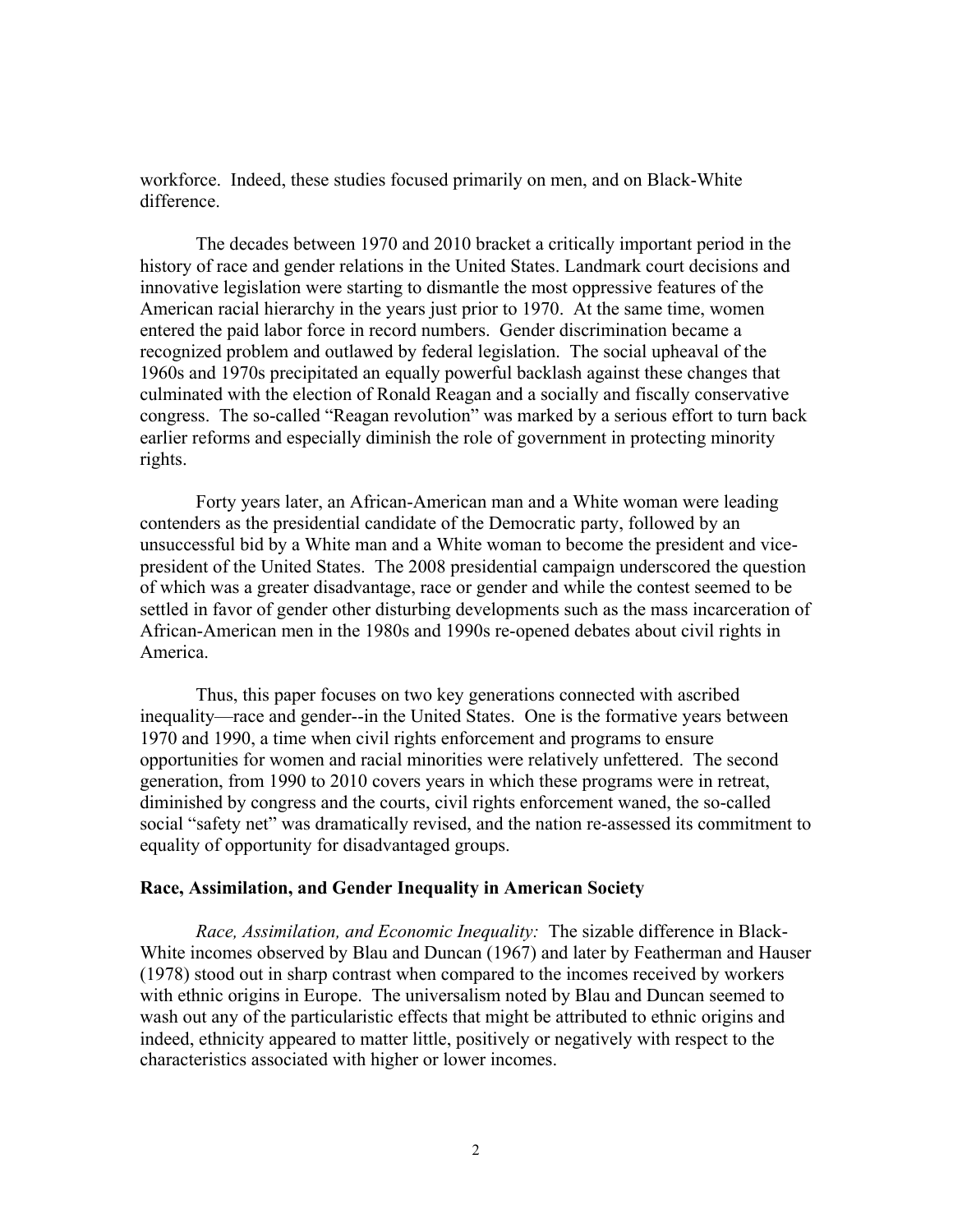workforce. Indeed, these studies focused primarily on men, and on Black-White difference.

The decades between 1970 and 2010 bracket a critically important period in the history of race and gender relations in the United States. Landmark court decisions and innovative legislation were starting to dismantle the most oppressive features of the American racial hierarchy in the years just prior to 1970. At the same time, women entered the paid labor force in record numbers. Gender discrimination became a recognized problem and outlawed by federal legislation. The social upheaval of the 1960s and 1970s precipitated an equally powerful backlash against these changes that culminated with the election of Ronald Reagan and a socially and fiscally conservative congress. The so-called "Reagan revolution" was marked by a serious effort to turn back earlier reforms and especially diminish the role of government in protecting minority rights.

Forty years later, an African-American man and a White woman were leading contenders as the presidential candidate of the Democratic party, followed by an unsuccessful bid by a White man and a White woman to become the president and vice-president of the United States. The 2008 presidential campaign underscored the question of which was a greater disadvantage, race or gender and while the contest seemed to be settled in favor of gender other disturbing developments such as the mass incarceration of African-American men in the 1980s and 1990s re-opened debates about civil rights in America.

Thus, this paper focuses on two key generations connected with ascribed inequality—race and gender--in the United States. One is the formative years between 1970 and 1990, a time when civil rights enforcement and programs to ensure opportunities for women and racial minorities were relatively unfettered. The second generation, from 1990 to 2010 covers years in which these programs were in retreat, diminished by congress and the courts, civil rights enforcement waned, the so-called social "safety net" was dramatically revised, and the nation re-assessed its commitment to equality of opportunity for disadvantaged groups.

## Race, Assimilation, and Gender Inequality in American Society

*Race, Assimilation, and Economic Inequality:* The sizable difference in Black-White incomes observed by Blau and Duncan (1967) and later by Featherman and Hauser (1978) stood out in sharp contrast when compared to the incomes received by workers with ethnic origins in Europe. The universalism noted by Blau and Duncan seemed to wash out any of the particularistic effects that might be attributed to ethnic origins and indeed, ethnicity appeared to matter little, positively or negatively with respect to the characteristics associated with higher or lower incomes.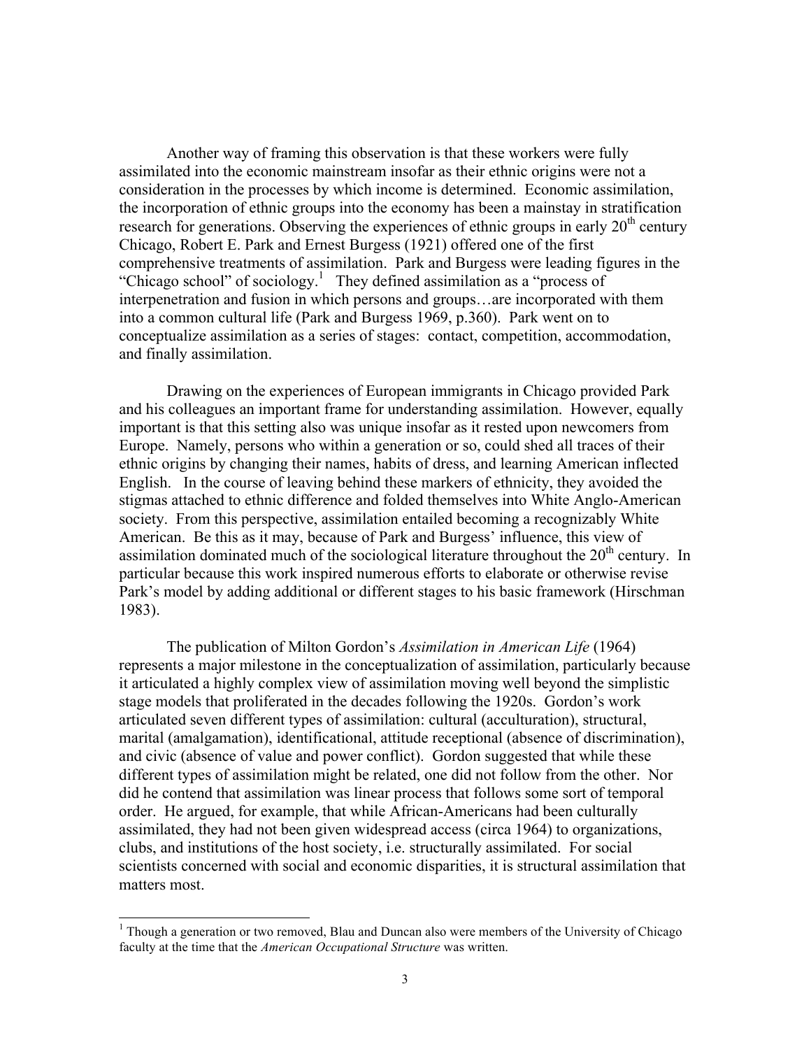Another way of framing this observation is that these workers were fully assimilated into the economic mainstream insofar as their ethnic origins were not a consideration in the processes by which income is determined. Economic assimilation, the incorporation of ethnic groups into the economy has been a mainstay in stratification research for generations. Observing the experiences of ethnic groups in early 20th century Chicago, Robert E. Park and Ernest Burgess (1921) offered one of the first comprehensive treatments of assimilation. Park and Burgess were leading figures in the "Chicago school" of sociology.[1] They defined assimilation as a "process of interpenetration and fusion in which persons and groups…are incorporated with them into a common cultural life (Park and Burgess 1969, p.360). Park went on to conceptualize assimilation as a series of stages: contact, competition, accommodation, and finally assimilation.

Drawing on the experiences of European immigrants in Chicago provided Park and his colleagues an important frame for understanding assimilation. However, equally important is that this setting also was unique insofar as it rested upon newcomers from Europe. Namely, persons who within a generation or so, could shed all traces of their ethnic origins by changing their names, habits of dress, and learning American inflected English. In the course of leaving behind these markers of ethnicity, they avoided the stigmas attached to ethnic difference and folded themselves into White Anglo-American society. From this perspective, assimilation entailed becoming a recognizably White American. Be this as it may, because of Park and Burgess' influence, this view of assimilation dominated much of the sociological literature throughout the 20th century. In particular because this work inspired numerous efforts to elaborate or otherwise revise Park's model by adding additional or different stages to his basic framework (Hirschman 1983).

The publication of Milton Gordon's *Assimilation in American Life* (1964) represents a major milestone in the conceptualization of assimilation, particularly because it articulated a highly complex view of assimilation moving well beyond the simplistic stage models that proliferated in the decades following the 1920s. Gordon's work articulated seven different types of assimilation: cultural (acculturation), structural, marital (amalgamation), identificational, attitude receptional (absence of discrimination), and civic (absence of value and power conflict). Gordon suggested that while these different types of assimilation might be related, one did not follow from the other. Nor did he contend that assimilation was linear process that follows some sort of temporal order. He argued, for example, that while African-Americans had been culturally assimilated, they had not been given widespread access (circa 1964) to organizations, clubs, and institutions of the host society, i.e. structurally assimilated. For social scientists concerned with social and economic disparities, it is structural assimilation that matters most.

[1] Though a generation or two removed, Blau and Duncan also were members of the University of Chicago faculty at the time that the *American Occupational Structure* was written.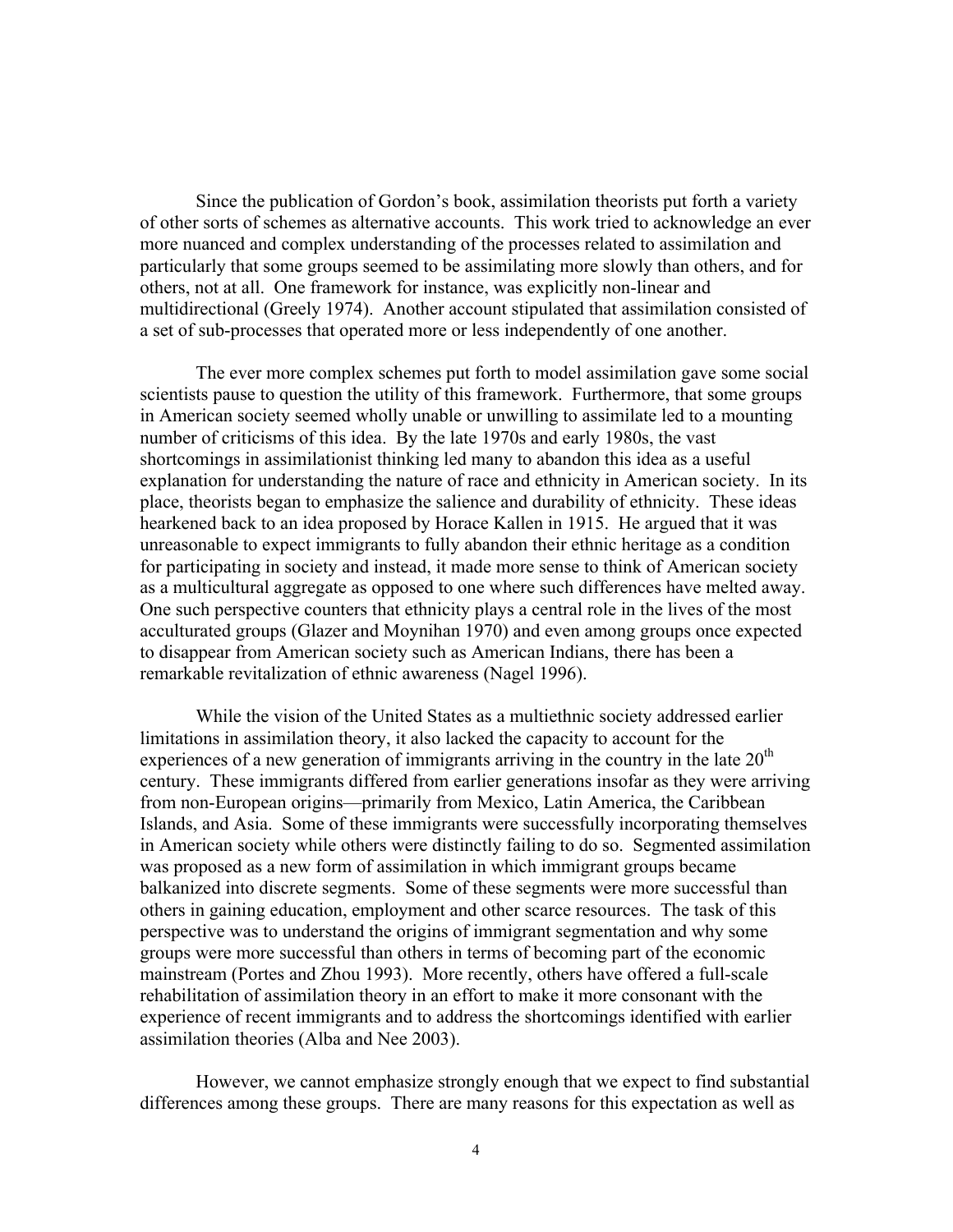Since the publication of Gordon's book, assimilation theorists put forth a variety of other sorts of schemes as alternative accounts. This work tried to acknowledge an ever more nuanced and complex understanding of the processes related to assimilation and particularly that some groups seemed to be assimilating more slowly than others, and for others, not at all. One framework for instance, was explicitly non-linear and multidirectional (Greely 1974). Another account stipulated that assimilation consisted of a set of sub-processes that operated more or less independently of one another.

The ever more complex schemes put forth to model assimilation gave some social scientists pause to question the utility of this framework. Furthermore, that some groups in American society seemed wholly unable or unwilling to assimilate led to a mounting number of criticisms of this idea. By the late 1970s and early 1980s, the vast shortcomings in assimilationist thinking led many to abandon this idea as a useful explanation for understanding the nature of race and ethnicity in American society. In its place, theorists began to emphasize the salience and durability of ethnicity. These ideas hearkened back to an idea proposed by Horace Kallen in 1915. He argued that it was unreasonable to expect immigrants to fully abandon their ethnic heritage as a condition for participating in society and instead, it made more sense to think of American society as a multicultural aggregate as opposed to one where such differences have melted away. One such perspective counters that ethnicity plays a central role in the lives of the most acculturated groups (Glazer and Moynihan 1970) and even among groups once expected to disappear from American society such as American Indians, there has been a remarkable revitalization of ethnic awareness (Nagel 1996).

While the vision of the United States as a multiethnic society addressed earlier limitations in assimilation theory, it also lacked the capacity to account for the experiences of a new generation of immigrants arriving in the country in the late 20th century. These immigrants differed from earlier generations insofar as they were arriving from non-European origins—primarily from Mexico, Latin America, the Caribbean Islands, and Asia. Some of these immigrants were successfully incorporating themselves in American society while others were distinctly failing to do so. Segmented assimilation was proposed as a new form of assimilation in which immigrant groups became balkanized into discrete segments. Some of these segments were more successful than others in gaining education, employment and other scarce resources. The task of this perspective was to understand the origins of immigrant segmentation and why some groups were more successful than others in terms of becoming part of the economic mainstream (Portes and Zhou 1993). More recently, others have offered a full-scale rehabilitation of assimilation theory in an effort to make it more consonant with the experience of recent immigrants and to address the shortcomings identified with earlier assimilation theories (Alba and Nee 2003).

However, we cannot emphasize strongly enough that we expect to find substantial differences among these groups. There are many reasons for this expectation as well as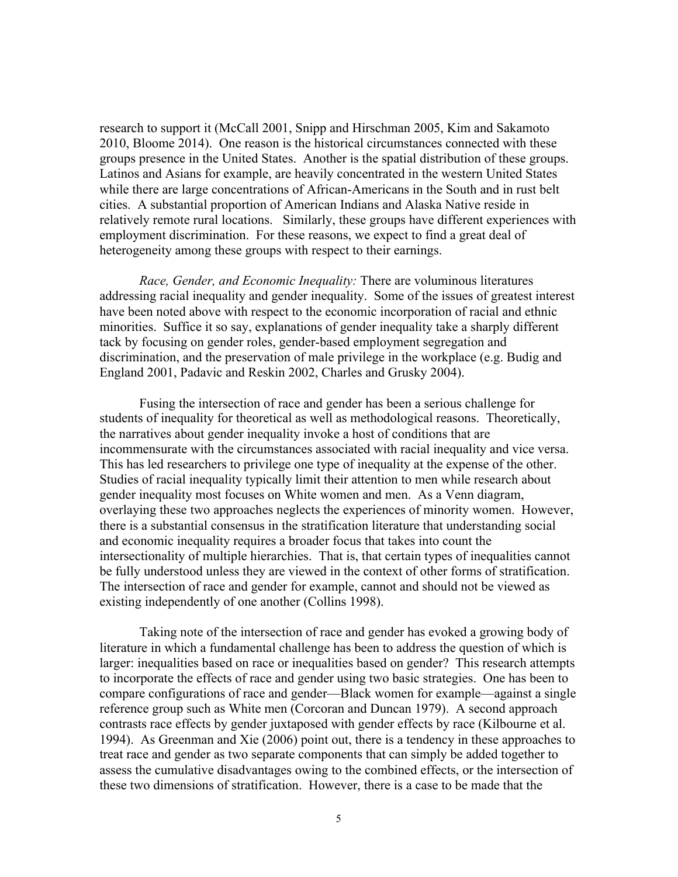research to support it (McCall 2001, Snipp and Hirschman 2005, Kim and Sakamoto 2010, Bloome 2014). One reason is the historical circumstances connected with these groups presence in the United States. Another is the spatial distribution of these groups. Latinos and Asians for example, are heavily concentrated in the western United States while there are large concentrations of African-Americans in the South and in rust belt cities. A substantial proportion of American Indians and Alaska Native reside in relatively remote rural locations. Similarly, these groups have different experiences with employment discrimination. For these reasons, we expect to find a great deal of heterogeneity among these groups with respect to their earnings.

*Race, Gender, and Economic Inequality:* There are voluminous literatures addressing racial inequality and gender inequality. Some of the issues of greatest interest have been noted above with respect to the economic incorporation of racial and ethnic minorities. Suffice it so say, explanations of gender inequality take a sharply different tack by focusing on gender roles, gender-based employment segregation and discrimination, and the preservation of male privilege in the workplace (e.g. Budig and England 2001, Padavic and Reskin 2002, Charles and Grusky 2004).

Fusing the intersection of race and gender has been a serious challenge for students of inequality for theoretical as well as methodological reasons. Theoretically, the narratives about gender inequality invoke a host of conditions that are incommensurate with the circumstances associated with racial inequality and vice versa. This has led researchers to privilege one type of inequality at the expense of the other. Studies of racial inequality typically limit their attention to men while research about gender inequality most focuses on White women and men. As a Venn diagram, overlaying these two approaches neglects the experiences of minority women. However, there is a substantial consensus in the stratification literature that understanding social and economic inequality requires a broader focus that takes into count the intersectionality of multiple hierarchies. That is, that certain types of inequalities cannot be fully understood unless they are viewed in the context of other forms of stratification. The intersection of race and gender for example, cannot and should not be viewed as existing independently of one another (Collins 1998).

Taking note of the intersection of race and gender has evoked a growing body of literature in which a fundamental challenge has been to address the question of which is larger: inequalities based on race or inequalities based on gender? This research attempts to incorporate the effects of race and gender using two basic strategies. One has been to compare configurations of race and gender—Black women for example—against a single reference group such as White men (Corcoran and Duncan 1979). A second approach contrasts race effects by gender juxtaposed with gender effects by race (Kilbourne et al. 1994). As Greenman and Xie (2006) point out, there is a tendency in these approaches to treat race and gender as two separate components that can simply be added together to assess the cumulative disadvantages owing to the combined effects, or the intersection of these two dimensions of stratification. However, there is a case to be made that the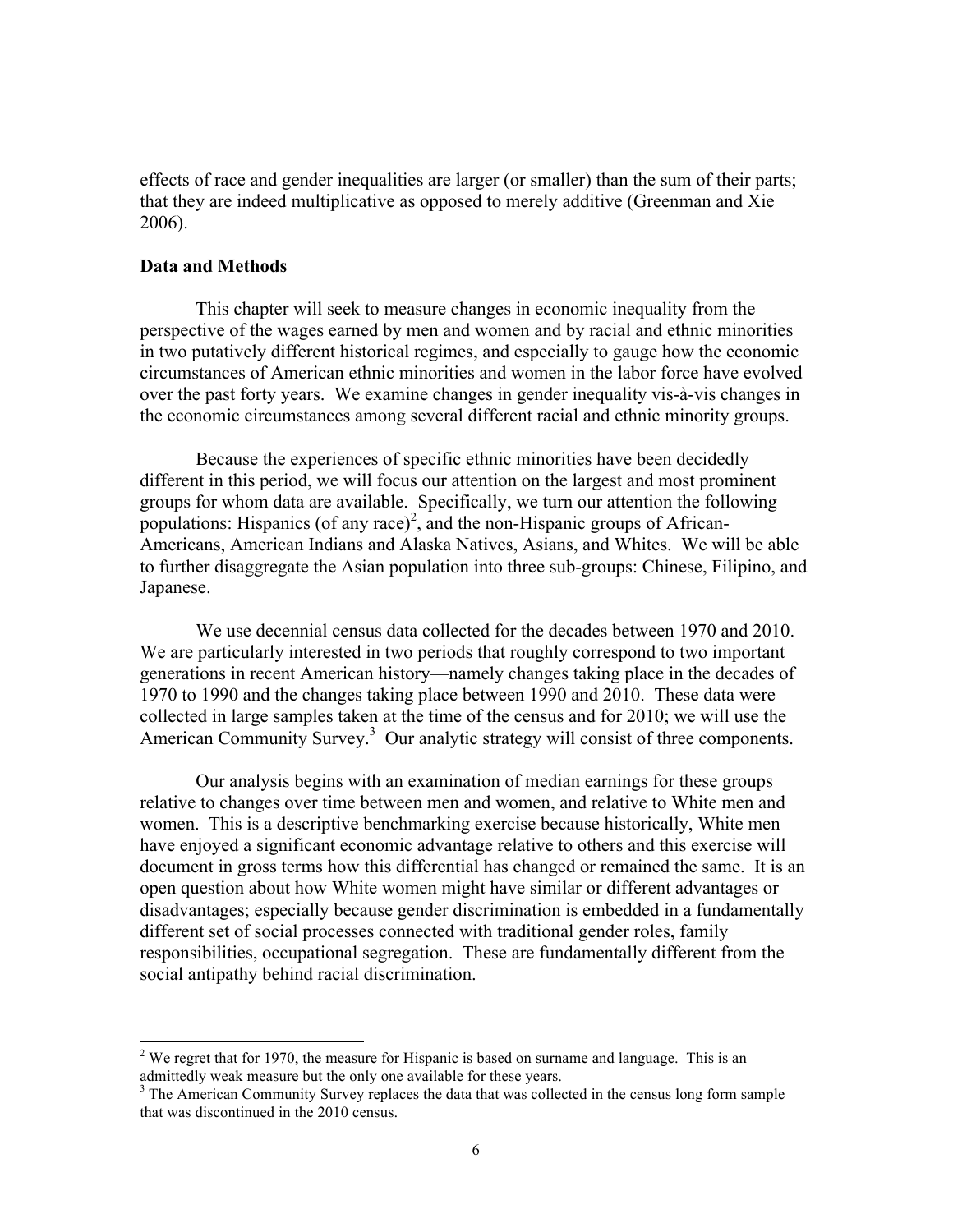effects of race and gender inequalities are larger (or smaller) than the sum of their parts; that they are indeed multiplicative as opposed to merely additive (Greenman and Xie 2006).

**Data and Methods**

This chapter will seek to measure changes in economic inequality from the perspective of the wages earned by men and women and by racial and ethnic minorities in two putatively different historical regimes, and especially to gauge how the economic circumstances of American ethnic minorities and women in the labor force have evolved over the past forty years. We examine changes in gender inequality vis-à-vis changes in the economic circumstances among several different racial and ethnic minority groups.

Because the experiences of specific ethnic minorities have been decidedly different in this period, we will focus our attention on the largest and most prominent groups for whom data are available. Specifically, we turn our attention the following populations: Hispanics (of any race)[2], and the non-Hispanic groups of African-Americans, American Indians and Alaska Natives, Asians, and Whites. We will be able to further disaggregate the Asian population into three sub-groups: Chinese, Filipino, and Japanese.

We use decennial census data collected for the decades between 1970 and 2010. We are particularly interested in two periods that roughly correspond to two important generations in recent American history—namely changes taking place in the decades of 1970 to 1990 and the changes taking place between 1990 and 2010. These data were collected in large samples taken at the time of the census and for 2010; we will use the American Community Survey.[3] Our analytic strategy will consist of three components.

Our analysis begins with an examination of median earnings for these groups relative to changes over time between men and women, and relative to White men and women. This is a descriptive benchmarking exercise because historically, White men have enjoyed a significant economic advantage relative to others and this exercise will document in gross terms how this differential has changed or remained the same. It is an open question about how White women might have similar or different advantages or disadvantages; especially because gender discrimination is embedded in a fundamentally different set of social processes connected with traditional gender roles, family responsibilities, occupational segregation. These are fundamentally different from the social antipathy behind racial discrimination.

[2] We regret that for 1970, the measure for Hispanic is based on surname and language. This is an admittedly weak measure but the only one available for these years.

[3] The American Community Survey replaces the data that was collected in the census long form sample that was discontinued in the 2010 census.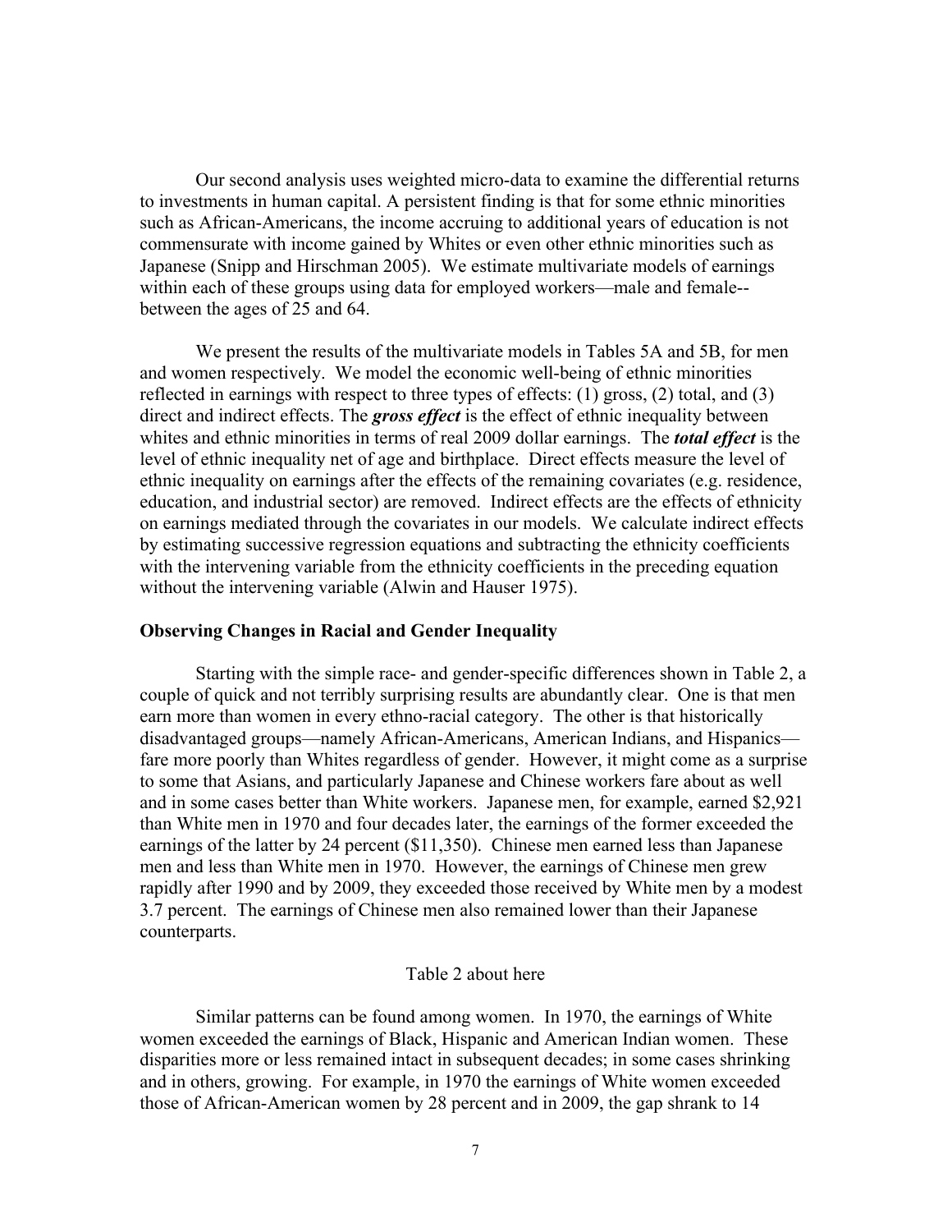Our second analysis uses weighted micro-data to examine the differential returns to investments in human capital. A persistent finding is that for some ethnic minorities such as African-Americans, the income accruing to additional years of education is not commensurate with income gained by Whites or even other ethnic minorities such as Japanese (Snipp and Hirschman 2005). We estimate multivariate models of earnings within each of these groups using data for employed workers—male and female--between the ages of 25 and 64.

We present the results of the multivariate models in Tables 5A and 5B, for men and women respectively. We model the economic well-being of ethnic minorities reflected in earnings with respect to three types of effects: (1) gross, (2) total, and (3) direct and indirect effects. The ***gross effect*** is the effect of ethnic inequality between whites and ethnic minorities in terms of real 2009 dollar earnings. The ***total effect*** is the level of ethnic inequality net of age and birthplace. Direct effects measure the level of ethnic inequality on earnings after the effects of the remaining covariates (e.g. residence, education, and industrial sector) are removed. Indirect effects are the effects of ethnicity on earnings mediated through the covariates in our models. We calculate indirect effects by estimating successive regression equations and subtracting the ethnicity coefficients with the intervening variable from the ethnicity coefficients in the preceding equation without the intervening variable (Alwin and Hauser 1975).

**Observing Changes in Racial and Gender Inequality**

Starting with the simple race- and gender-specific differences shown in Table 2, a couple of quick and not terribly surprising results are abundantly clear. One is that men earn more than women in every ethno-racial category. The other is that historically disadvantaged groups—namely African-Americans, American Indians, and Hispanics—fare more poorly than Whites regardless of gender. However, it might come as a surprise to some that Asians, and particularly Japanese and Chinese workers fare about as well and in some cases better than White workers. Japanese men, for example, earned $2,921 than White men in 1970 and four decades later, the earnings of the former exceeded the earnings of the latter by 24 percent ($11,350). Chinese men earned less than Japanese men and less than White men in 1970. However, the earnings of Chinese men grew rapidly after 1990 and by 2009, they exceeded those received by White men by a modest 3.7 percent. The earnings of Chinese men also remained lower than their Japanese counterparts.

Table 2 about here

Similar patterns can be found among women. In 1970, the earnings of White women exceeded the earnings of Black, Hispanic and American Indian women. These disparities more or less remained intact in subsequent decades; in some cases shrinking and in others, growing. For example, in 1970 the earnings of White women exceeded those of African-American women by 28 percent and in 2009, the gap shrank to 14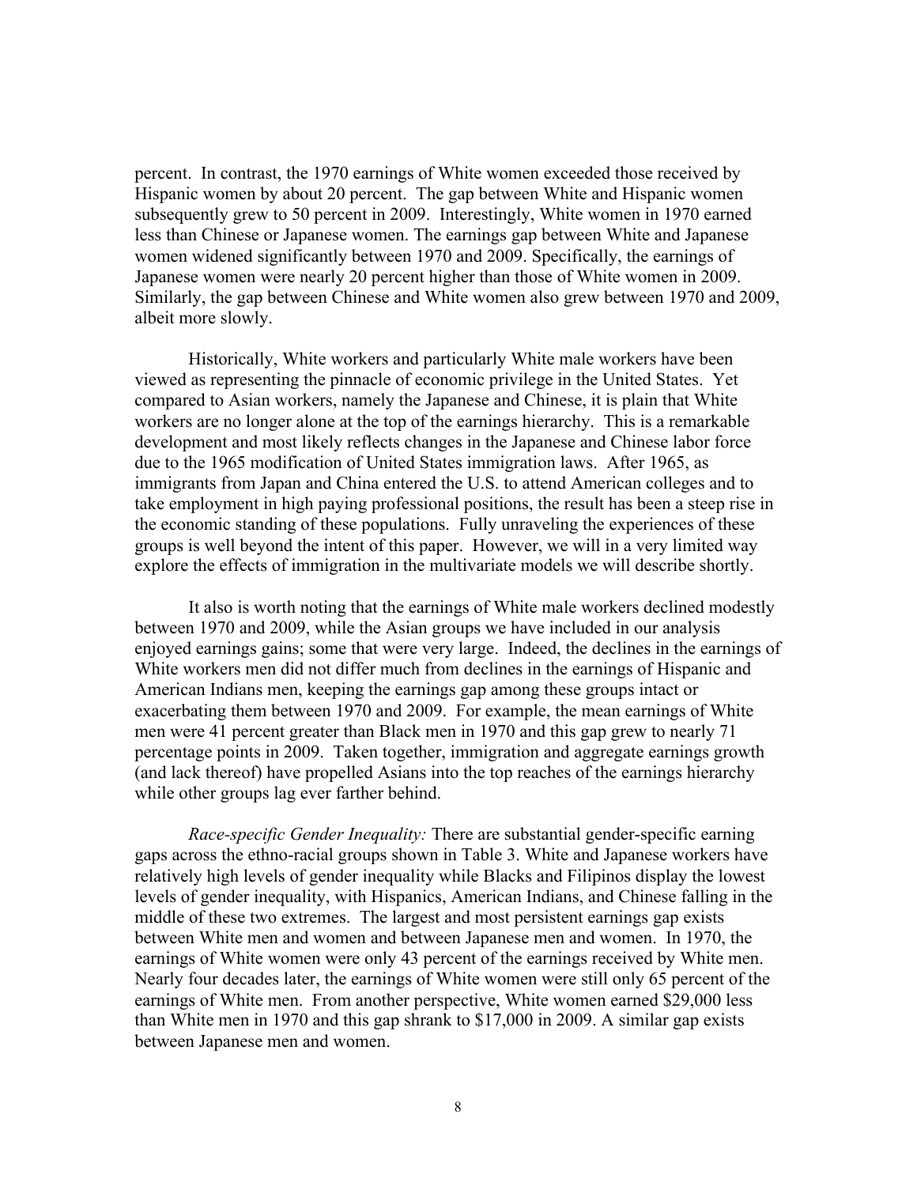percent. In contrast, the 1970 earnings of White women exceeded those received by Hispanic women by about 20 percent. The gap between White and Hispanic women subsequently grew to 50 percent in 2009. Interestingly, White women in 1970 earned less than Chinese or Japanese women. The earnings gap between White and Japanese women widened significantly between 1970 and 2009. Specifically, the earnings of Japanese women were nearly 20 percent higher than those of White women in 2009. Similarly, the gap between Chinese and White women also grew between 1970 and 2009, albeit more slowly.

Historically, White workers and particularly White male workers have been viewed as representing the pinnacle of economic privilege in the United States. Yet compared to Asian workers, namely the Japanese and Chinese, it is plain that White workers are no longer alone at the top of the earnings hierarchy. This is a remarkable development and most likely reflects changes in the Japanese and Chinese labor force due to the 1965 modification of United States immigration laws. After 1965, as immigrants from Japan and China entered the U.S. to attend American colleges and to take employment in high paying professional positions, the result has been a steep rise in the economic standing of these populations. Fully unraveling the experiences of these groups is well beyond the intent of this paper. However, we will in a very limited way explore the effects of immigration in the multivariate models we will describe shortly.

It also is worth noting that the earnings of White male workers declined modestly between 1970 and 2009, while the Asian groups we have included in our analysis enjoyed earnings gains; some that were very large. Indeed, the declines in the earnings of White workers men did not differ much from declines in the earnings of Hispanic and American Indians men, keeping the earnings gap among these groups intact or exacerbating them between 1970 and 2009. For example, the mean earnings of White men were 41 percent greater than Black men in 1970 and this gap grew to nearly 71 percentage points in 2009. Taken together, immigration and aggregate earnings growth (and lack thereof) have propelled Asians into the top reaches of the earnings hierarchy while other groups lag ever farther behind.

*Race-specific Gender Inequality:* There are substantial gender-specific earning gaps across the ethno-racial groups shown in Table 3. White and Japanese workers have relatively high levels of gender inequality while Blacks and Filipinos display the lowest levels of gender inequality, with Hispanics, American Indians, and Chinese falling in the middle of these two extremes. The largest and most persistent earnings gap exists between White men and women and between Japanese men and women. In 1970, the earnings of White women were only 43 percent of the earnings received by White men. Nearly four decades later, the earnings of White women were still only 65 percent of the earnings of White men. From another perspective, White women earned $29,000 less than White men in 1970 and this gap shrank to $17,000 in 2009. A similar gap exists between Japanese men and women.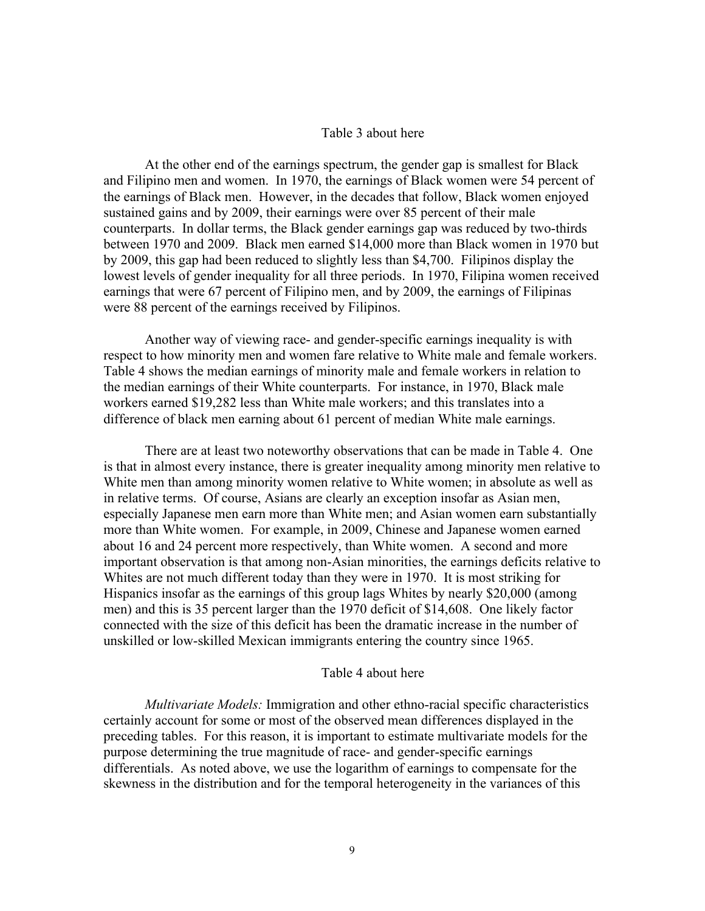Table 3 about here

At the other end of the earnings spectrum, the gender gap is smallest for Black and Filipino men and women. In 1970, the earnings of Black women were 54 percent of the earnings of Black men. However, in the decades that follow, Black women enjoyed sustained gains and by 2009, their earnings were over 85 percent of their male counterparts. In dollar terms, the Black gender earnings gap was reduced by two-thirds between 1970 and 2009. Black men earned $14,000 more than Black women in 1970 but by 2009, this gap had been reduced to slightly less than $4,700. Filipinos display the lowest levels of gender inequality for all three periods. In 1970, Filipina women received earnings that were 67 percent of Filipino men, and by 2009, the earnings of Filipinas were 88 percent of the earnings received by Filipinos.

Another way of viewing race- and gender-specific earnings inequality is with respect to how minority men and women fare relative to White male and female workers. Table 4 shows the median earnings of minority male and female workers in relation to the median earnings of their White counterparts. For instance, in 1970, Black male workers earned $19,282 less than White male workers; and this translates into a difference of black men earning about 61 percent of median White male earnings.

There are at least two noteworthy observations that can be made in Table 4. One is that in almost every instance, there is greater inequality among minority men relative to White men than among minority women relative to White women; in absolute as well as in relative terms. Of course, Asians are clearly an exception insofar as Asian men, especially Japanese men earn more than White men; and Asian women earn substantially more than White women. For example, in 2009, Chinese and Japanese women earned about 16 and 24 percent more respectively, than White women. A second and more important observation is that among non-Asian minorities, the earnings deficits relative to Whites are not much different today than they were in 1970. It is most striking for Hispanics insofar as the earnings of this group lags Whites by nearly $20,000 (among men) and this is 35 percent larger than the 1970 deficit of $14,608. One likely factor connected with the size of this deficit has been the dramatic increase in the number of unskilled or low-skilled Mexican immigrants entering the country since 1965.

Table 4 about here

*Multivariate Models:* Immigration and other ethno-racial specific characteristics certainly account for some or most of the observed mean differences displayed in the preceding tables. For this reason, it is important to estimate multivariate models for the purpose determining the true magnitude of race- and gender-specific earnings differentials. As noted above, we use the logarithm of earnings to compensate for the skewness in the distribution and for the temporal heterogeneity in the variances of this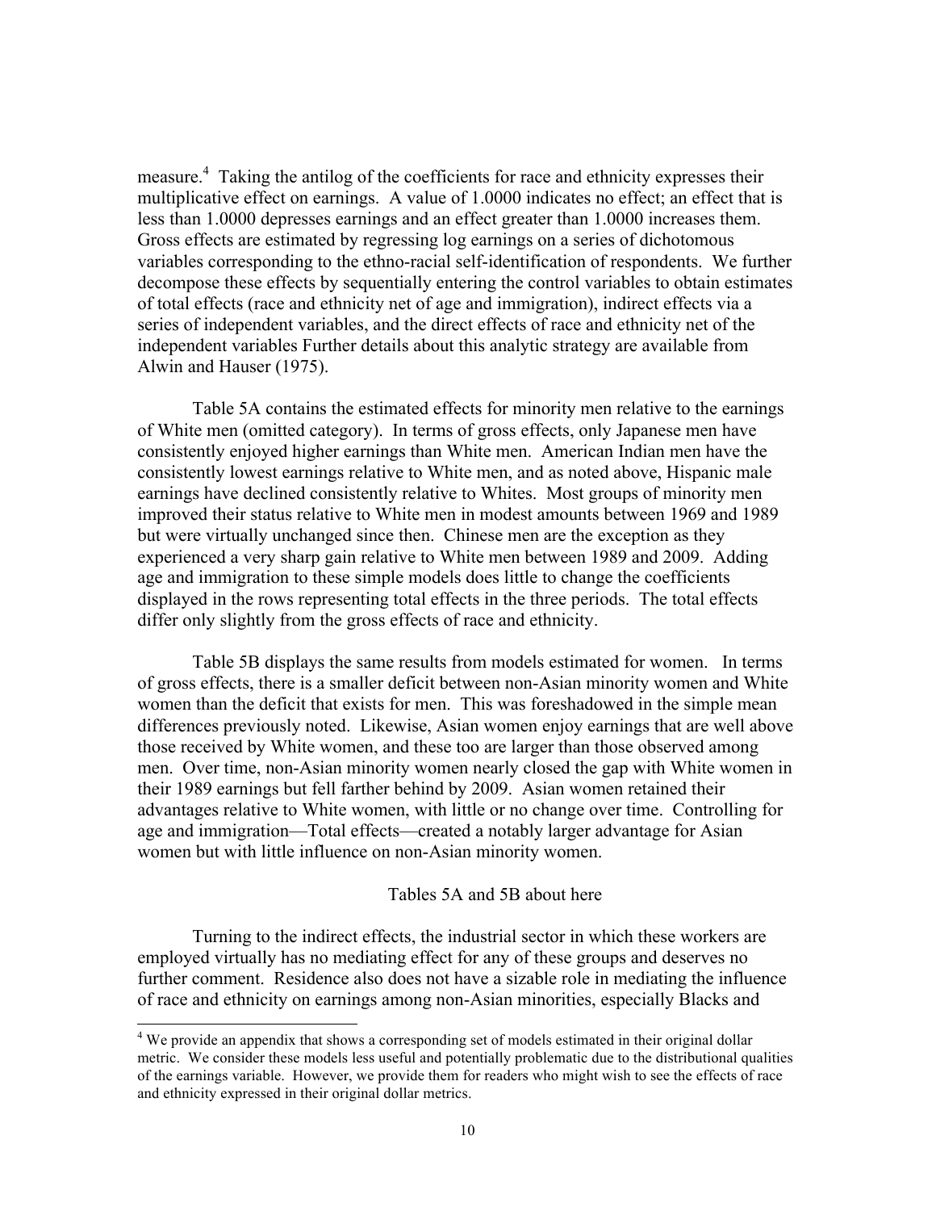measure.[4] Taking the antilog of the coefficients for race and ethnicity expresses their multiplicative effect on earnings. A value of 1.0000 indicates no effect; an effect that is less than 1.0000 depresses earnings and an effect greater than 1.0000 increases them. Gross effects are estimated by regressing log earnings on a series of dichotomous variables corresponding to the ethno-racial self-identification of respondents. We further decompose these effects by sequentially entering the control variables to obtain estimates of total effects (race and ethnicity net of age and immigration), indirect effects via a series of independent variables, and the direct effects of race and ethnicity net of the independent variables Further details about this analytic strategy are available from Alwin and Hauser (1975).

Table 5A contains the estimated effects for minority men relative to the earnings of White men (omitted category). In terms of gross effects, only Japanese men have consistently enjoyed higher earnings than White men. American Indian men have the consistently lowest earnings relative to White men, and as noted above, Hispanic male earnings have declined consistently relative to Whites. Most groups of minority men improved their status relative to White men in modest amounts between 1969 and 1989 but were virtually unchanged since then. Chinese men are the exception as they experienced a very sharp gain relative to White men between 1989 and 2009. Adding age and immigration to these simple models does little to change the coefficients displayed in the rows representing total effects in the three periods. The total effects differ only slightly from the gross effects of race and ethnicity.

Table 5B displays the same results from models estimated for women. In terms of gross effects, there is a smaller deficit between non-Asian minority women and White women than the deficit that exists for men. This was foreshadowed in the simple mean differences previously noted. Likewise, Asian women enjoy earnings that are well above those received by White women, and these too are larger than those observed among men. Over time, non-Asian minority women nearly closed the gap with White women in their 1989 earnings but fell farther behind by 2009. Asian women retained their advantages relative to White women, with little or no change over time. Controlling for age and immigration—Total effects—created a notably larger advantage for Asian women but with little influence on non-Asian minority women.

Tables 5A and 5B about here

Turning to the indirect effects, the industrial sector in which these workers are employed virtually has no mediating effect for any of these groups and deserves no further comment. Residence also does not have a sizable role in mediating the influence of race and ethnicity on earnings among non-Asian minorities, especially Blacks and

[4] We provide an appendix that shows a corresponding set of models estimated in their original dollar metric. We consider these models less useful and potentially problematic due to the distributional qualities of the earnings variable. However, we provide them for readers who might wish to see the effects of race and ethnicity expressed in their original dollar metrics.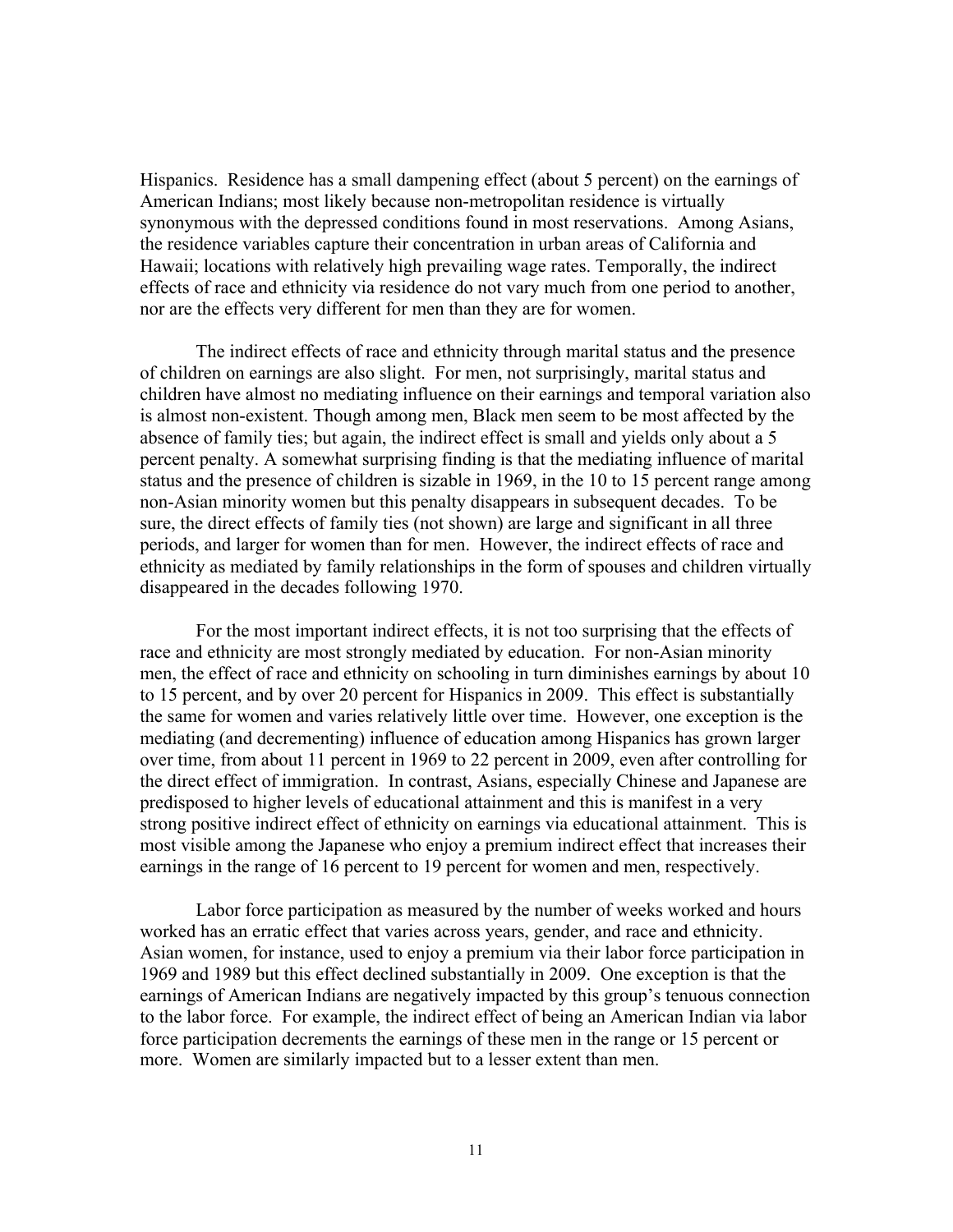Hispanics. Residence has a small dampening effect (about 5 percent) on the earnings of American Indians; most likely because non-metropolitan residence is virtually synonymous with the depressed conditions found in most reservations. Among Asians, the residence variables capture their concentration in urban areas of California and Hawaii; locations with relatively high prevailing wage rates. Temporally, the indirect effects of race and ethnicity via residence do not vary much from one period to another, nor are the effects very different for men than they are for women.

The indirect effects of race and ethnicity through marital status and the presence of children on earnings are also slight. For men, not surprisingly, marital status and children have almost no mediating influence on their earnings and temporal variation also is almost non-existent. Though among men, Black men seem to be most affected by the absence of family ties; but again, the indirect effect is small and yields only about a 5 percent penalty. A somewhat surprising finding is that the mediating influence of marital status and the presence of children is sizable in 1969, in the 10 to 15 percent range among non-Asian minority women but this penalty disappears in subsequent decades. To be sure, the direct effects of family ties (not shown) are large and significant in all three periods, and larger for women than for men. However, the indirect effects of race and ethnicity as mediated by family relationships in the form of spouses and children virtually disappeared in the decades following 1970.

For the most important indirect effects, it is not too surprising that the effects of race and ethnicity are most strongly mediated by education. For non-Asian minority men, the effect of race and ethnicity on schooling in turn diminishes earnings by about 10 to 15 percent, and by over 20 percent for Hispanics in 2009. This effect is substantially the same for women and varies relatively little over time. However, one exception is the mediating (and decrementing) influence of education among Hispanics has grown larger over time, from about 11 percent in 1969 to 22 percent in 2009, even after controlling for the direct effect of immigration. In contrast, Asians, especially Chinese and Japanese are predisposed to higher levels of educational attainment and this is manifest in a very strong positive indirect effect of ethnicity on earnings via educational attainment. This is most visible among the Japanese who enjoy a premium indirect effect that increases their earnings in the range of 16 percent to 19 percent for women and men, respectively.

Labor force participation as measured by the number of weeks worked and hours worked has an erratic effect that varies across years, gender, and race and ethnicity. Asian women, for instance, used to enjoy a premium via their labor force participation in 1969 and 1989 but this effect declined substantially in 2009. One exception is that the earnings of American Indians are negatively impacted by this group's tenuous connection to the labor force. For example, the indirect effect of being an American Indian via labor force participation decrements the earnings of these men in the range or 15 percent or more. Women are similarly impacted but to a lesser extent than men.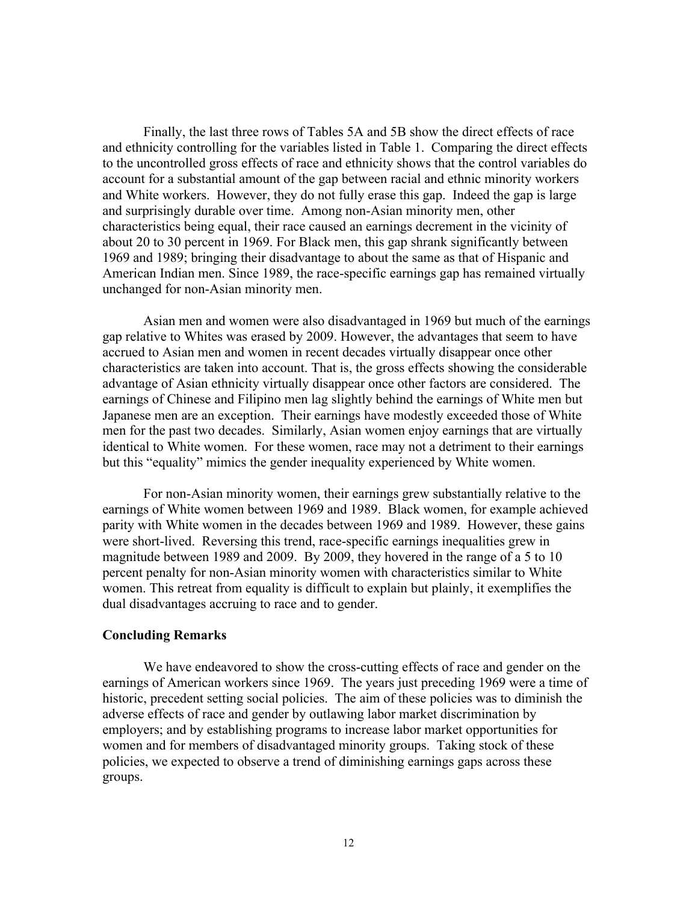Finally, the last three rows of Tables 5A and 5B show the direct effects of race and ethnicity controlling for the variables listed in Table 1. Comparing the direct effects to the uncontrolled gross effects of race and ethnicity shows that the control variables do account for a substantial amount of the gap between racial and ethnic minority workers and White workers. However, they do not fully erase this gap. Indeed the gap is large and surprisingly durable over time. Among non-Asian minority men, other characteristics being equal, their race caused an earnings decrement in the vicinity of about 20 to 30 percent in 1969. For Black men, this gap shrank significantly between 1969 and 1989; bringing their disadvantage to about the same as that of Hispanic and American Indian men. Since 1989, the race-specific earnings gap has remained virtually unchanged for non-Asian minority men.

Asian men and women were also disadvantaged in 1969 but much of the earnings gap relative to Whites was erased by 2009. However, the advantages that seem to have accrued to Asian men and women in recent decades virtually disappear once other characteristics are taken into account. That is, the gross effects showing the considerable advantage of Asian ethnicity virtually disappear once other factors are considered. The earnings of Chinese and Filipino men lag slightly behind the earnings of White men but Japanese men are an exception. Their earnings have modestly exceeded those of White men for the past two decades. Similarly, Asian women enjoy earnings that are virtually identical to White women. For these women, race may not a detriment to their earnings but this "equality" mimics the gender inequality experienced by White women.

For non-Asian minority women, their earnings grew substantially relative to the earnings of White women between 1969 and 1989. Black women, for example achieved parity with White women in the decades between 1969 and 1989. However, these gains were short-lived. Reversing this trend, race-specific earnings inequalities grew in magnitude between 1989 and 2009. By 2009, they hovered in the range of a 5 to 10 percent penalty for non-Asian minority women with characteristics similar to White women. This retreat from equality is difficult to explain but plainly, it exemplifies the dual disadvantages accruing to race and to gender.

## Concluding Remarks

We have endeavored to show the cross-cutting effects of race and gender on the earnings of American workers since 1969. The years just preceding 1969 were a time of historic, precedent setting social policies. The aim of these policies was to diminish the adverse effects of race and gender by outlawing labor market discrimination by employers; and by establishing programs to increase labor market opportunities for women and for members of disadvantaged minority groups. Taking stock of these policies, we expected to observe a trend of diminishing earnings gaps across these groups.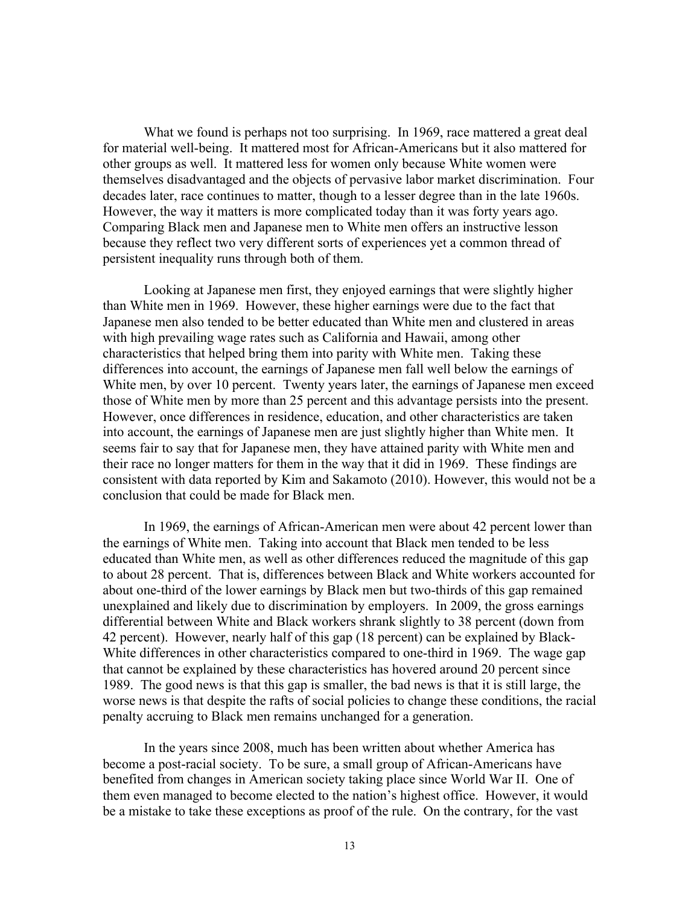What we found is perhaps not too surprising. In 1969, race mattered a great deal for material well-being. It mattered most for African-Americans but it also mattered for other groups as well. It mattered less for women only because White women were themselves disadvantaged and the objects of pervasive labor market discrimination. Four decades later, race continues to matter, though to a lesser degree than in the late 1960s. However, the way it matters is more complicated today than it was forty years ago. Comparing Black men and Japanese men to White men offers an instructive lesson because they reflect two very different sorts of experiences yet a common thread of persistent inequality runs through both of them.

Looking at Japanese men first, they enjoyed earnings that were slightly higher than White men in 1969. However, these higher earnings were due to the fact that Japanese men also tended to be better educated than White men and clustered in areas with high prevailing wage rates such as California and Hawaii, among other characteristics that helped bring them into parity with White men. Taking these differences into account, the earnings of Japanese men fall well below the earnings of White men, by over 10 percent. Twenty years later, the earnings of Japanese men exceed those of White men by more than 25 percent and this advantage persists into the present. However, once differences in residence, education, and other characteristics are taken into account, the earnings of Japanese men are just slightly higher than White men. It seems fair to say that for Japanese men, they have attained parity with White men and their race no longer matters for them in the way that it did in 1969. These findings are consistent with data reported by Kim and Sakamoto (2010). However, this would not be a conclusion that could be made for Black men.

In 1969, the earnings of African-American men were about 42 percent lower than the earnings of White men. Taking into account that Black men tended to be less educated than White men, as well as other differences reduced the magnitude of this gap to about 28 percent. That is, differences between Black and White workers accounted for about one-third of the lower earnings by Black men but two-thirds of this gap remained unexplained and likely due to discrimination by employers. In 2009, the gross earnings differential between White and Black workers shrank slightly to 38 percent (down from 42 percent). However, nearly half of this gap (18 percent) can be explained by Black-White differences in other characteristics compared to one-third in 1969. The wage gap that cannot be explained by these characteristics has hovered around 20 percent since 1989. The good news is that this gap is smaller, the bad news is that it is still large, the worse news is that despite the rafts of social policies to change these conditions, the racial penalty accruing to Black men remains unchanged for a generation.

In the years since 2008, much has been written about whether America has become a post-racial society. To be sure, a small group of African-Americans have benefited from changes in American society taking place since World War II. One of them even managed to become elected to the nation's highest office. However, it would be a mistake to take these exceptions as proof of the rule. On the contrary, for the vast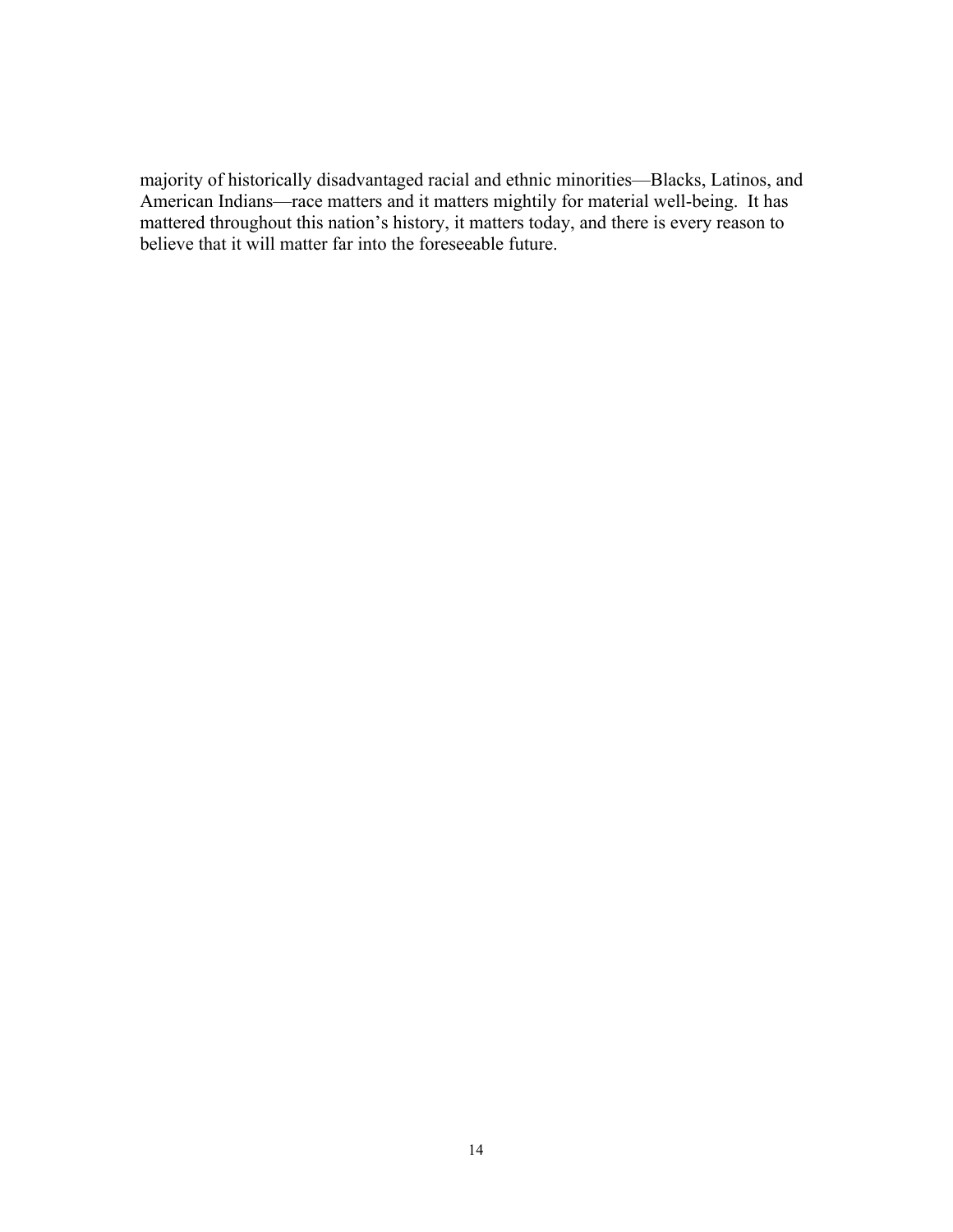majority of historically disadvantaged racial and ethnic minorities—Blacks, Latinos, and American Indians—race matters and it matters mightily for material well-being. It has mattered throughout this nation's history, it matters today, and there is every reason to believe that it will matter far into the foreseeable future.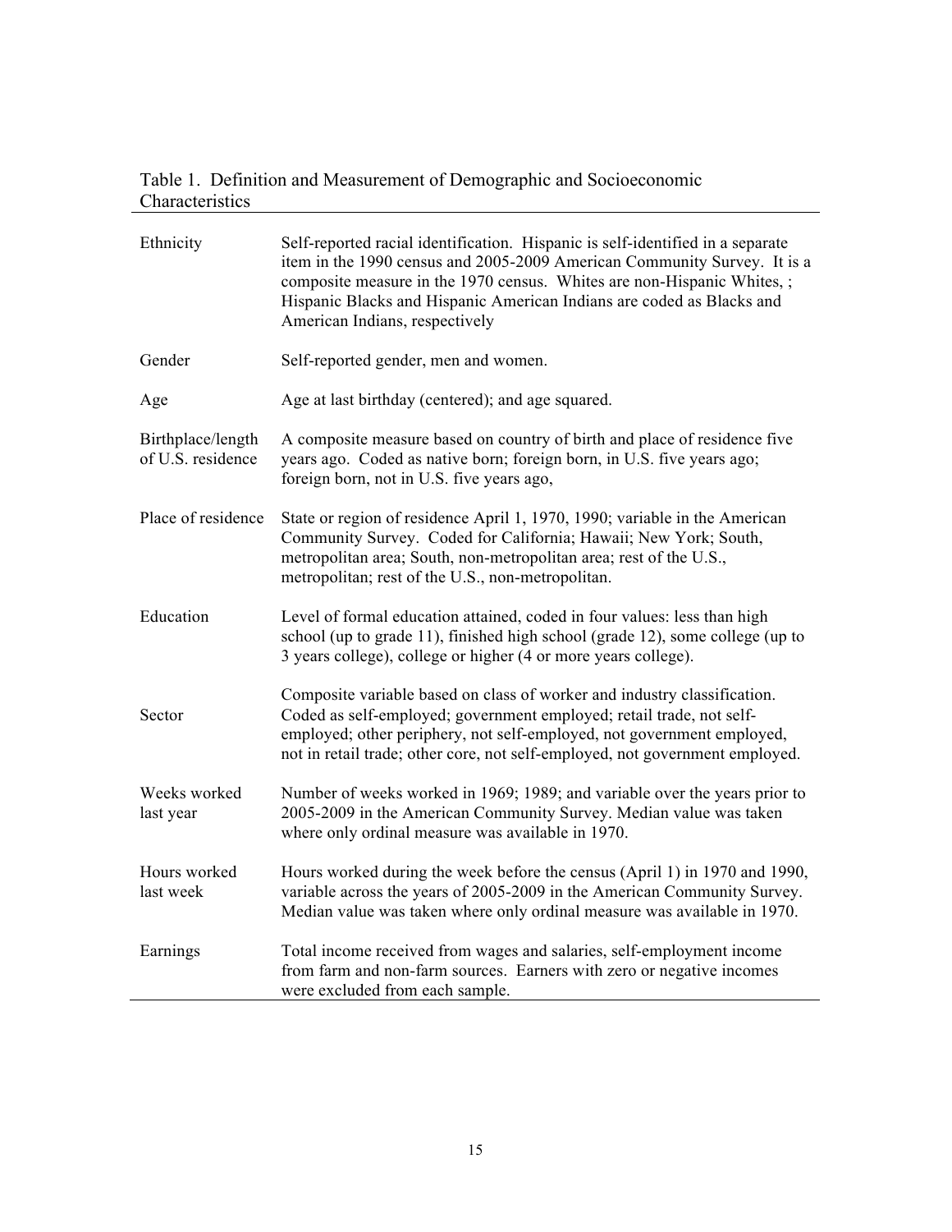Table 1. Definition and Measurement of Demographic and Socioeconomic Characteristics

| | |
|---|---|
| Ethnicity | Self-reported racial identification. Hispanic is self-identified in a separate item in the 1990 census and 2005-2009 American Community Survey. It is a composite measure in the 1970 census. Whites are non-Hispanic Whites, ; Hispanic Blacks and Hispanic American Indians are coded as Blacks and American Indians, respectively |
| Gender | Self-reported gender, men and women. |
| Age | Age at last birthday (centered); and age squared. |
| Birthplace/length of U.S. residence | A composite measure based on country of birth and place of residence five years ago. Coded as native born; foreign born, in U.S. five years ago; foreign born, not in U.S. five years ago, |
| Place of residence | State or region of residence April 1, 1970, 1990; variable in the American Community Survey. Coded for California; Hawaii; New York; South, metropolitan area; South, non-metropolitan area; rest of the U.S., metropolitan; rest of the U.S., non-metropolitan. |
| Education | Level of formal education attained, coded in four values: less than high school (up to grade 11), finished high school (grade 12), some college (up to 3 years college), college or higher (4 or more years college). |
| Sector | Composite variable based on class of worker and industry classification. Coded as self-employed; government employed; retail trade, not self-employed; other periphery, not self-employed, not government employed, not in retail trade; other core, not self-employed, not government employed. |
| Weeks worked last year | Number of weeks worked in 1969; 1989; and variable over the years prior to 2005-2009 in the American Community Survey. Median value was taken where only ordinal measure was available in 1970. |
| Hours worked last week | Hours worked during the week before the census (April 1) in 1970 and 1990, variable across the years of 2005-2009 in the American Community Survey. Median value was taken where only ordinal measure was available in 1970. |
| Earnings | Total income received from wages and salaries, self-employment income from farm and non-farm sources. Earners with zero or negative incomes were excluded from each sample. |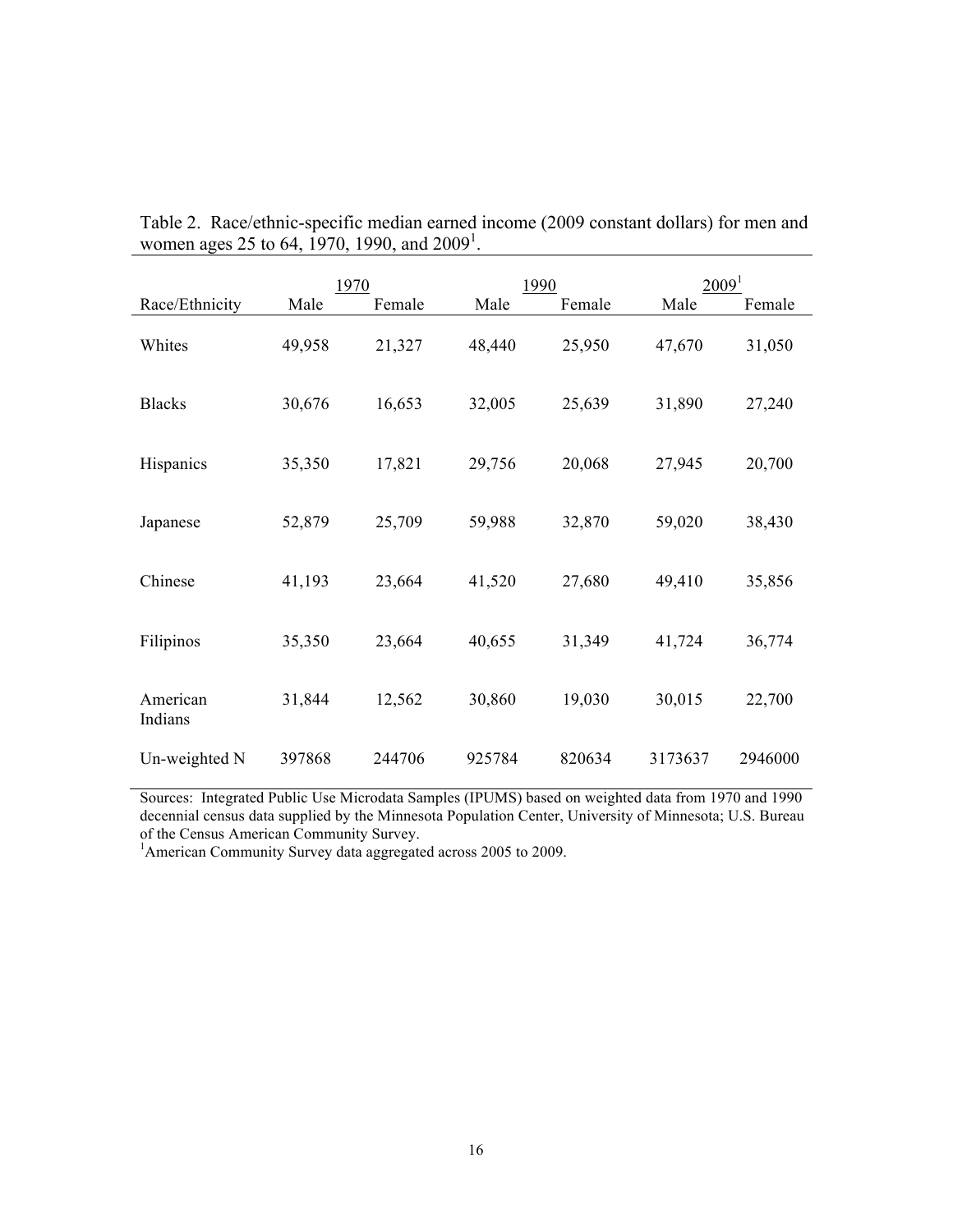Table 2. Race/ethnic-specific median earned income (2009 constant dollars) for men and women ages 25 to 64, 1970, 1990, and 2009[1].

| | 1970 | | 1990 | | 2009[1] | |
|---|---|---|---|---|---|---|
| Race/Ethnicity | Male | Female | Male | Female | Male | Female |
| Whites | 49,958 | 21,327 | 48,440 | 25,950 | 47,670 | 31,050 |
| Blacks | 30,676 | 16,653 | 32,005 | 25,639 | 31,890 | 27,240 |
| Hispanics | 35,350 | 17,821 | 29,756 | 20,068 | 27,945 | 20,700 |
| Japanese | 52,879 | 25,709 | 59,988 | 32,870 | 59,020 | 38,430 |
| Chinese | 41,193 | 23,664 | 41,520 | 27,680 | 49,410 | 35,856 |
| Filipinos | 35,350 | 23,664 | 40,655 | 31,349 | 41,724 | 36,774 |
| American Indians | 31,844 | 12,562 | 30,860 | 19,030 | 30,015 | 22,700 |
| Un-weighted N | 397868 | 244706 | 925784 | 820634 | 3173637 | 2946000 |

Sources: Integrated Public Use Microdata Samples (IPUMS) based on weighted data from 1970 and 1990 decennial census data supplied by the Minnesota Population Center, University of Minnesota; U.S. Bureau of the Census American Community Survey.

[1]American Community Survey data aggregated across 2005 to 2009.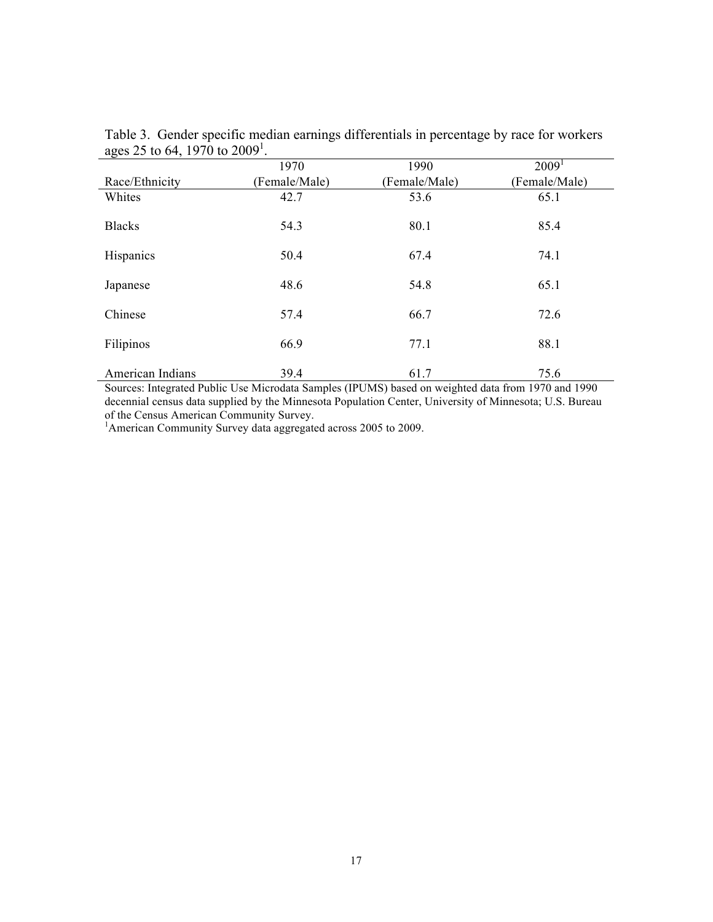Table 3. Gender specific median earnings differentials in percentage by race for workers ages 25 to 64, 1970 to 2009[1].

| Race/Ethnicity | 1970 (Female/Male) | 1990 (Female/Male) | 2009[1] (Female/Male) |
|---|---|---|---|
| Whites | 42.7 | 53.6 | 65.1 |
| Blacks | 54.3 | 80.1 | 85.4 |
| Hispanics | 50.4 | 67.4 | 74.1 |
| Japanese | 48.6 | 54.8 | 65.1 |
| Chinese | 57.4 | 66.7 | 72.6 |
| Filipinos | 66.9 | 77.1 | 88.1 |
| American Indians | 39.4 | 61.7 | 75.6 |

Sources: Integrated Public Use Microdata Samples (IPUMS) based on weighted data from 1970 and 1990 decennial census data supplied by the Minnesota Population Center, University of Minnesota; U.S. Bureau of the Census American Community Survey.

[1]American Community Survey data aggregated across 2005 to 2009.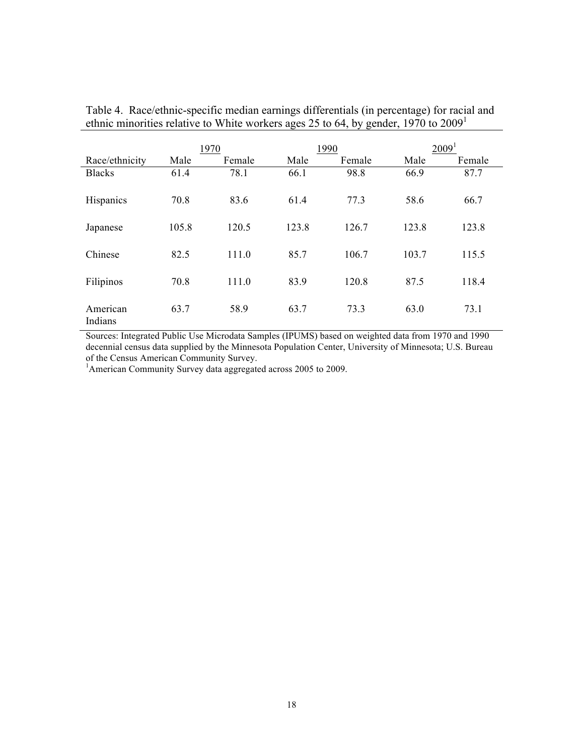Table 4. Race/ethnic-specific median earnings differentials (in percentage) for racial and ethnic minorities relative to White workers ages 25 to 64, by gender, 1970 to 2009[1]

| | 1970 | | 1990 | | 2009[1] | |
|---|---|---|---|---|---|---|
| Race/ethnicity | Male | Female | Male | Female | Male | Female |
| Blacks | 61.4 | 78.1 | 66.1 | 98.8 | 66.9 | 87.7 |
| Hispanics | 70.8 | 83.6 | 61.4 | 77.3 | 58.6 | 66.7 |
| Japanese | 105.8 | 120.5 | 123.8 | 126.7 | 123.8 | 123.8 |
| Chinese | 82.5 | 111.0 | 85.7 | 106.7 | 103.7 | 115.5 |
| Filipinos | 70.8 | 111.0 | 83.9 | 120.8 | 87.5 | 118.4 |
| American Indians | 63.7 | 58.9 | 63.7 | 73.3 | 63.0 | 73.1 |

Sources: Integrated Public Use Microdata Samples (IPUMS) based on weighted data from 1970 and 1990 decennial census data supplied by the Minnesota Population Center, University of Minnesota; U.S. Bureau of the Census American Community Survey.

[1]American Community Survey data aggregated across 2005 to 2009.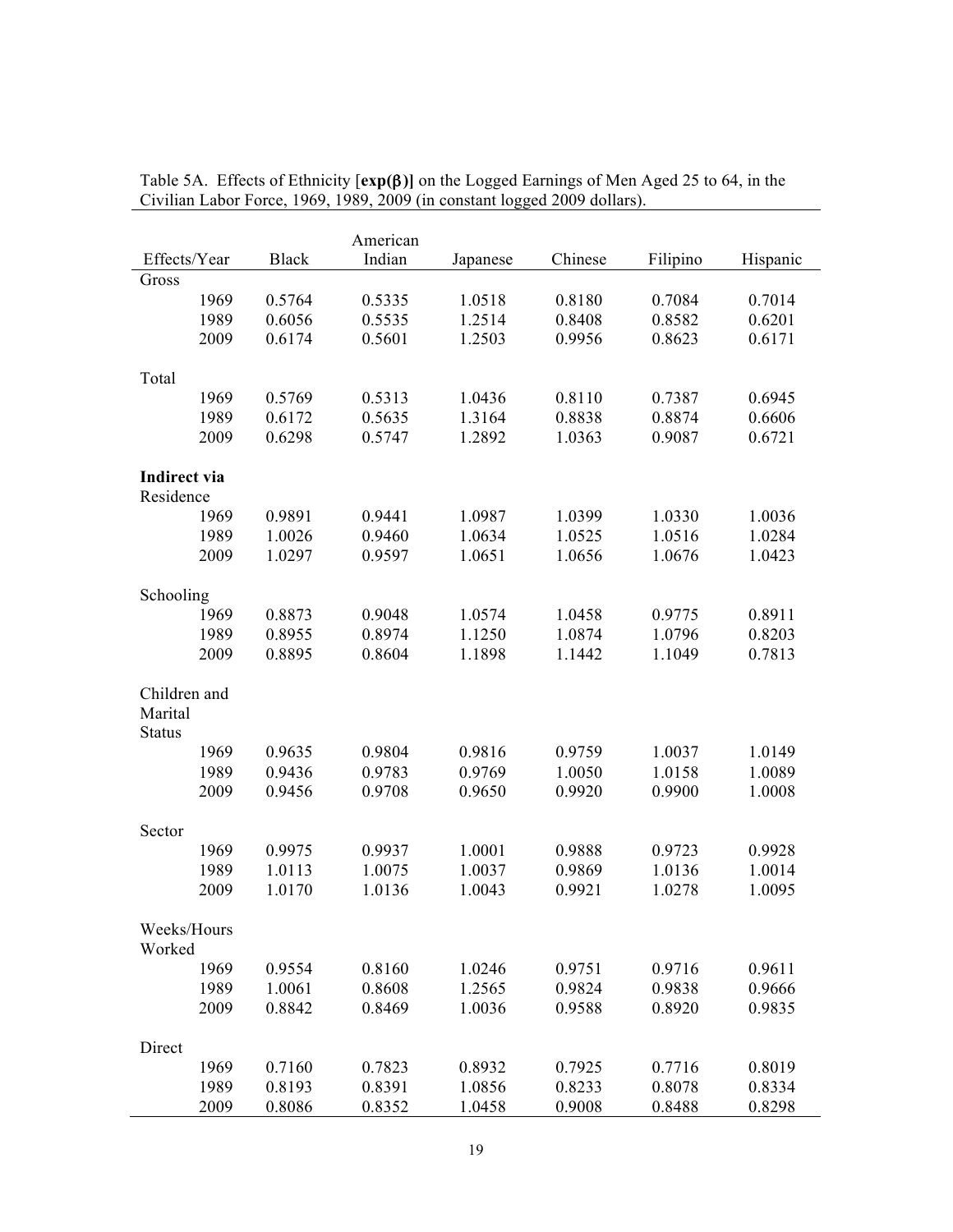Table 5A. Effects of Ethnicity [**exp(β)**] on the Logged Earnings of Men Aged 25 to 64, in the Civilian Labor Force, 1969, 1989, 2009 (in constant logged 2009 dollars).

| Effects/Year | Black | American Indian | Japanese | Chinese | Filipino | Hispanic |
|---|---|---|---|---|---|---|
| Gross | | | | | | |
| 1969 | 0.5764 | 0.5335 | 1.0518 | 0.8180 | 0.7084 | 0.7014 |
| 1989 | 0.6056 | 0.5535 | 1.2514 | 0.8408 | 0.8582 | 0.6201 |
| 2009 | 0.6174 | 0.5601 | 1.2503 | 0.9956 | 0.8623 | 0.6171 |
| Total | | | | | | |
| 1969 | 0.5769 | 0.5313 | 1.0436 | 0.8110 | 0.7387 | 0.6945 |
| 1989 | 0.6172 | 0.5635 | 1.3164 | 0.8838 | 0.8874 | 0.6606 |
| 2009 | 0.6298 | 0.5747 | 1.2892 | 1.0363 | 0.9087 | 0.6721 |
| **Indirect via** | | | | | | |
| Residence | | | | | | |
| 1969 | 0.9891 | 0.9441 | 1.0987 | 1.0399 | 1.0330 | 1.0036 |
| 1989 | 1.0026 | 0.9460 | 1.0634 | 1.0525 | 1.0516 | 1.0284 |
| 2009 | 1.0297 | 0.9597 | 1.0651 | 1.0656 | 1.0676 | 1.0423 |
| Schooling | | | | | | |
| 1969 | 0.8873 | 0.9048 | 1.0574 | 1.0458 | 0.9775 | 0.8911 |
| 1989 | 0.8955 | 0.8974 | 1.1250 | 1.0874 | 1.0796 | 0.8203 |
| 2009 | 0.8895 | 0.8604 | 1.1898 | 1.1442 | 1.1049 | 0.7813 |
| Children and Marital Status | | | | | | |
| 1969 | 0.9635 | 0.9804 | 0.9816 | 0.9759 | 1.0037 | 1.0149 |
| 1989 | 0.9436 | 0.9783 | 0.9769 | 1.0050 | 1.0158 | 1.0089 |
| 2009 | 0.9456 | 0.9708 | 0.9650 | 0.9920 | 0.9900 | 1.0008 |
| Sector | | | | | | |
| 1969 | 0.9975 | 0.9937 | 1.0001 | 0.9888 | 0.9723 | 0.9928 |
| 1989 | 1.0113 | 1.0075 | 1.0037 | 0.9869 | 1.0136 | 1.0014 |
| 2009 | 1.0170 | 1.0136 | 1.0043 | 0.9921 | 1.0278 | 1.0095 |
| Weeks/Hours Worked | | | | | | |
| 1969 | 0.9554 | 0.8160 | 1.0246 | 0.9751 | 0.9716 | 0.9611 |
| 1989 | 1.0061 | 0.8608 | 1.2565 | 0.9824 | 0.9838 | 0.9666 |
| 2009 | 0.8842 | 0.8469 | 1.0036 | 0.9588 | 0.8920 | 0.9835 |
| Direct | | | | | | |
| 1969 | 0.7160 | 0.7823 | 0.8932 | 0.7925 | 0.7716 | 0.8019 |
| 1989 | 0.8193 | 0.8391 | 1.0856 | 0.8233 | 0.8078 | 0.8334 |
| 2009 | 0.8086 | 0.8352 | 1.0458 | 0.9008 | 0.8488 | 0.8298 |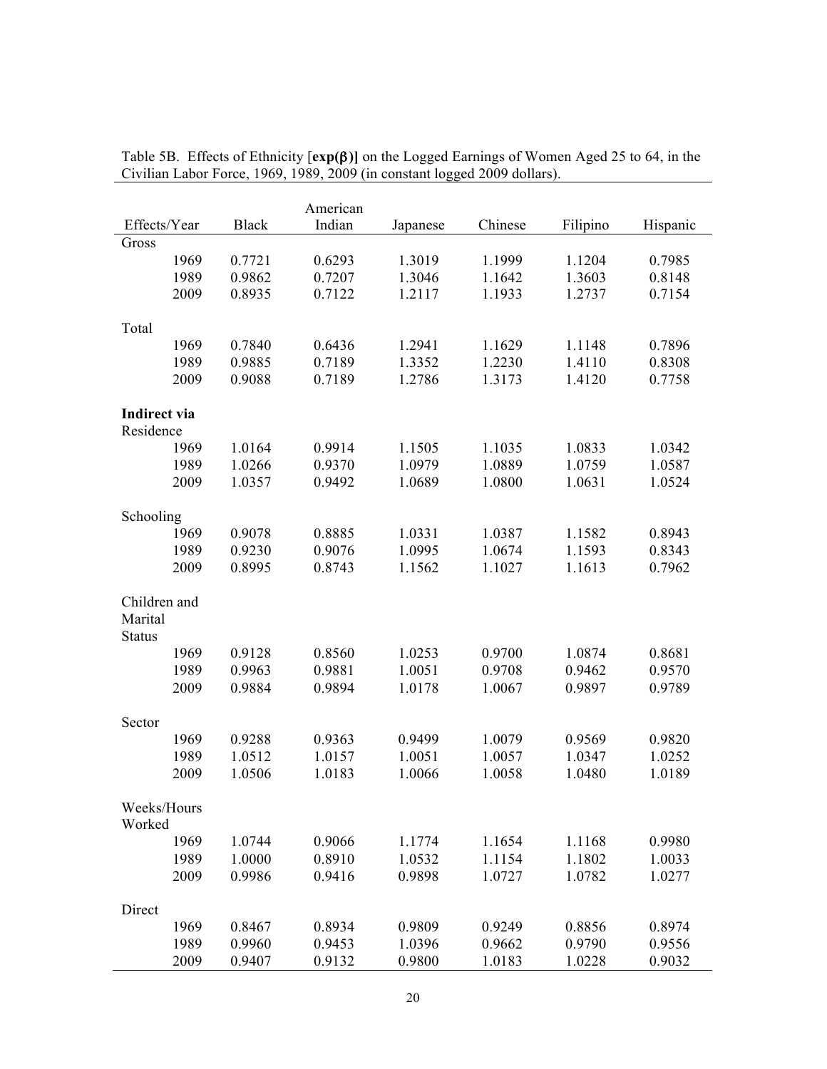Table 5B. Effects of Ethnicity [**exp(β)**] on the Logged Earnings of Women Aged 25 to 64, in the Civilian Labor Force, 1969, 1989, 2009 (in constant logged 2009 dollars).

| Effects/Year | Black | American Indian | Japanese | Chinese | Filipino | Hispanic |
|---|---|---|---|---|---|---|
| Gross | | | | | | |
| 1969 | 0.7721 | 0.6293 | 1.3019 | 1.1999 | 1.1204 | 0.7985 |
| 1989 | 0.9862 | 0.7207 | 1.3046 | 1.1642 | 1.3603 | 0.8148 |
| 2009 | 0.8935 | 0.7122 | 1.2117 | 1.1933 | 1.2737 | 0.7154 |
| Total | | | | | | |
| 1969 | 0.7840 | 0.6436 | 1.2941 | 1.1629 | 1.1148 | 0.7896 |
| 1989 | 0.9885 | 0.7189 | 1.3352 | 1.2230 | 1.4110 | 0.8308 |
| 2009 | 0.9088 | 0.7189 | 1.2786 | 1.3173 | 1.4120 | 0.7758 |
| **Indirect via** | | | | | | |
| Residence | | | | | | |
| 1969 | 1.0164 | 0.9914 | 1.1505 | 1.1035 | 1.0833 | 1.0342 |
| 1989 | 1.0266 | 0.9370 | 1.0979 | 1.0889 | 1.0759 | 1.0587 |
| 2009 | 1.0357 | 0.9492 | 1.0689 | 1.0800 | 1.0631 | 1.0524 |
| Schooling | | | | | | |
| 1969 | 0.9078 | 0.8885 | 1.0331 | 1.0387 | 1.1582 | 0.8943 |
| 1989 | 0.9230 | 0.9076 | 1.0995 | 1.0674 | 1.1593 | 0.8343 |
| 2009 | 0.8995 | 0.8743 | 1.1562 | 1.1027 | 1.1613 | 0.7962 |
| Children and Marital Status | | | | | | |
| 1969 | 0.9128 | 0.8560 | 1.0253 | 0.9700 | 1.0874 | 0.8681 |
| 1989 | 0.9963 | 0.9881 | 1.0051 | 0.9708 | 0.9462 | 0.9570 |
| 2009 | 0.9884 | 0.9894 | 1.0178 | 1.0067 | 0.9897 | 0.9789 |
| Sector | | | | | | |
| 1969 | 0.9288 | 0.9363 | 0.9499 | 1.0079 | 0.9569 | 0.9820 |
| 1989 | 1.0512 | 1.0157 | 1.0051 | 1.0057 | 1.0347 | 1.0252 |
| 2009 | 1.0506 | 1.0183 | 1.0066 | 1.0058 | 1.0480 | 1.0189 |
| Weeks/Hours Worked | | | | | | |
| 1969 | 1.0744 | 0.9066 | 1.1774 | 1.1654 | 1.1168 | 0.9980 |
| 1989 | 1.0000 | 0.8910 | 1.0532 | 1.1154 | 1.1802 | 1.0033 |
| 2009 | 0.9986 | 0.9416 | 0.9898 | 1.0727 | 1.0782 | 1.0277 |
| Direct | | | | | | |
| 1969 | 0.8467 | 0.8934 | 0.9809 | 0.9249 | 0.8856 | 0.8974 |
| 1989 | 0.9960 | 0.9453 | 1.0396 | 0.9662 | 0.9790 | 0.9556 |
| 2009 | 0.9407 | 0.9132 | 0.9800 | 1.0183 | 1.0228 | 0.9032 |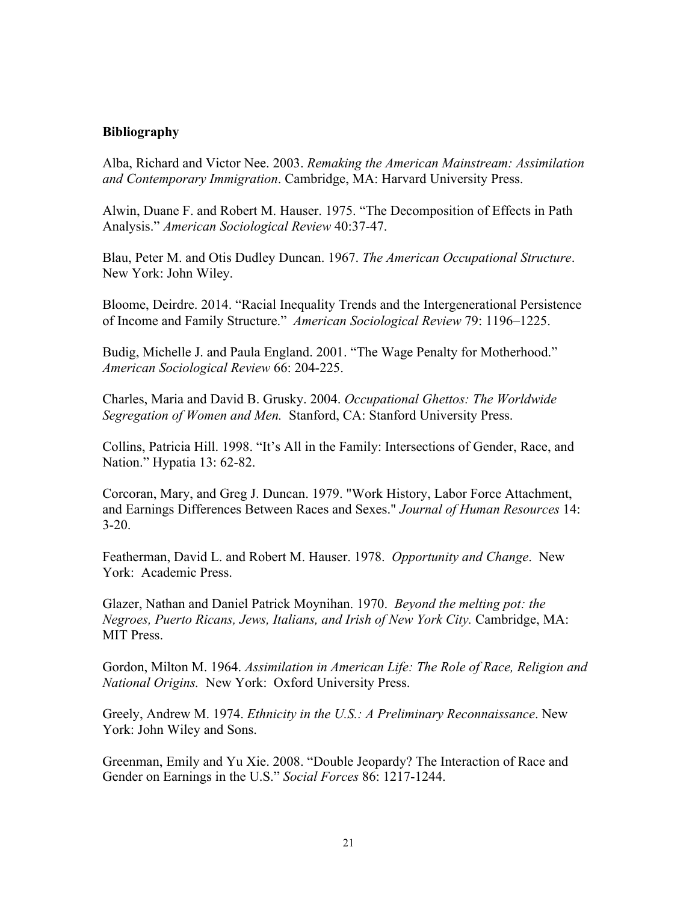**Bibliography**

Alba, Richard and Victor Nee. 2003. *Remaking the American Mainstream: Assimilation and Contemporary Immigration*. Cambridge, MA: Harvard University Press.

Alwin, Duane F. and Robert M. Hauser. 1975. "The Decomposition of Effects in Path Analysis." *American Sociological Review* 40:37-47.

Blau, Peter M. and Otis Dudley Duncan. 1967. *The American Occupational Structure*. New York: John Wiley.

Bloome, Deirdre. 2014. "Racial Inequality Trends and the Intergenerational Persistence of Income and Family Structure." *American Sociological Review* 79: 1196–1225.

Budig, Michelle J. and Paula England. 2001. "The Wage Penalty for Motherhood." *American Sociological Review* 66: 204-225.

Charles, Maria and David B. Grusky. 2004. *Occupational Ghettos: The Worldwide Segregation of Women and Men.* Stanford, CA: Stanford University Press.

Collins, Patricia Hill. 1998. "It's All in the Family: Intersections of Gender, Race, and Nation." Hypatia 13: 62-82.

Corcoran, Mary, and Greg J. Duncan. 1979. "Work History, Labor Force Attachment, and Earnings Differences Between Races and Sexes." *Journal of Human Resources* 14: 3-20.

Featherman, David L. and Robert M. Hauser. 1978. *Opportunity and Change*. New York: Academic Press.

Glazer, Nathan and Daniel Patrick Moynihan. 1970. *Beyond the melting pot: the Negroes, Puerto Ricans, Jews, Italians, and Irish of New York City.* Cambridge, MA: MIT Press.

Gordon, Milton M. 1964. *Assimilation in American Life: The Role of Race, Religion and National Origins.* New York: Oxford University Press.

Greely, Andrew M. 1974. *Ethnicity in the U.S.: A Preliminary Reconnaissance*. New York: John Wiley and Sons.

Greenman, Emily and Yu Xie. 2008. "Double Jeopardy? The Interaction of Race and Gender on Earnings in the U.S." *Social Forces* 86: 1217-1244.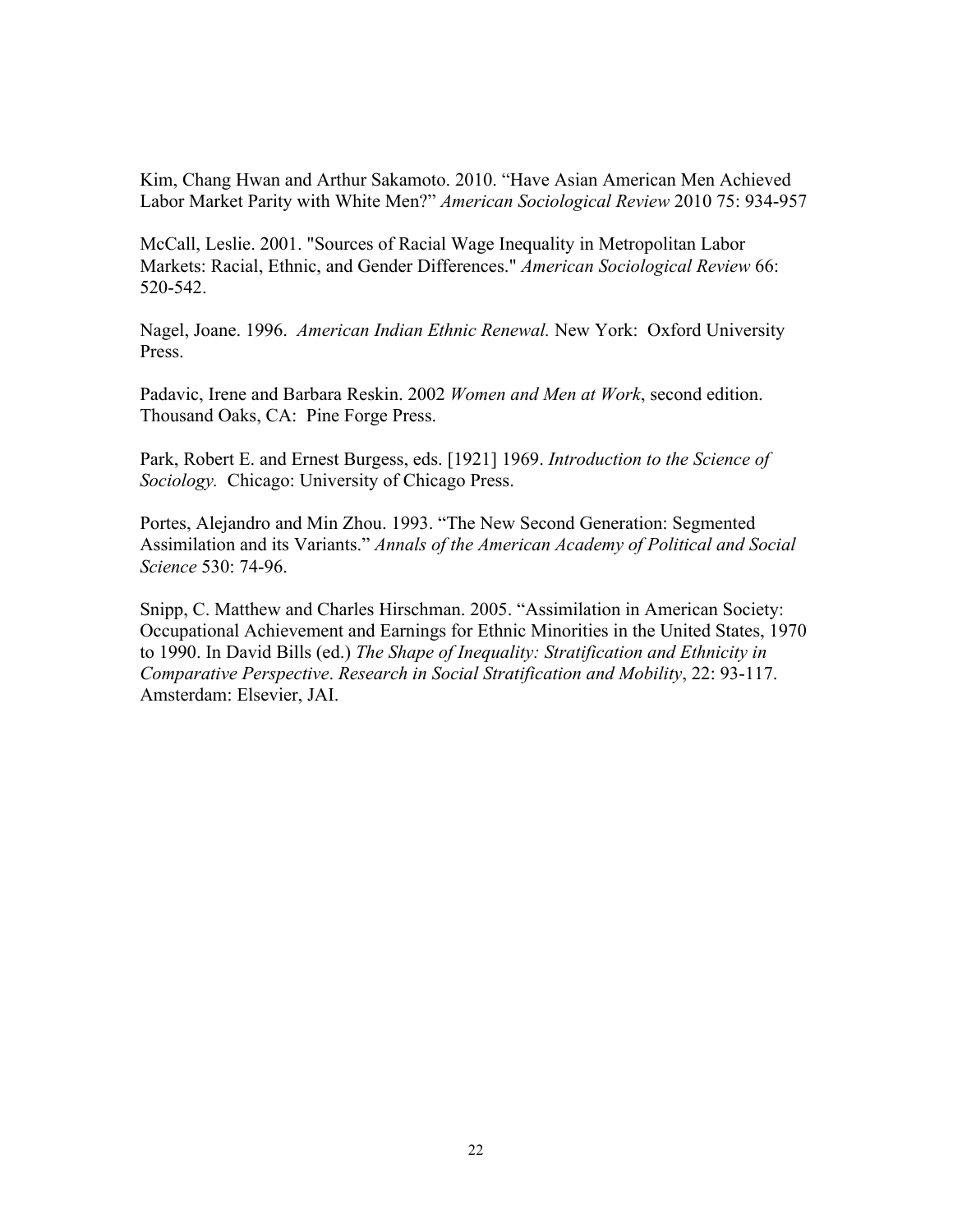Kim, Chang Hwan and Arthur Sakamoto. 2010. “Have Asian American Men Achieved Labor Market Parity with White Men?” *American Sociological Review* 2010 75: 934-957

McCall, Leslie. 2001. "Sources of Racial Wage Inequality in Metropolitan Labor Markets: Racial, Ethnic, and Gender Differences." *American Sociological Review* 66: 520-542.

Nagel, Joane. 1996. *American Indian Ethnic Renewal.* New York: Oxford University Press.

Padavic, Irene and Barbara Reskin. 2002 *Women and Men at Work*, second edition. Thousand Oaks, CA: Pine Forge Press.

Park, Robert E. and Ernest Burgess, eds. [1921] 1969. *Introduction to the Science of Sociology.* Chicago: University of Chicago Press.

Portes, Alejandro and Min Zhou. 1993. “The New Second Generation: Segmented Assimilation and its Variants.” *Annals of the American Academy of Political and Social Science* 530: 74-96.

Snipp, C. Matthew and Charles Hirschman. 2005. “Assimilation in American Society: Occupational Achievement and Earnings for Ethnic Minorities in the United States, 1970 to 1990. In David Bills (ed.) *The Shape of Inequality: Stratification and Ethnicity in Comparative Perspective*. *Research in Social Stratification and Mobility*, 22: 93-117. Amsterdam: Elsevier, JAI.